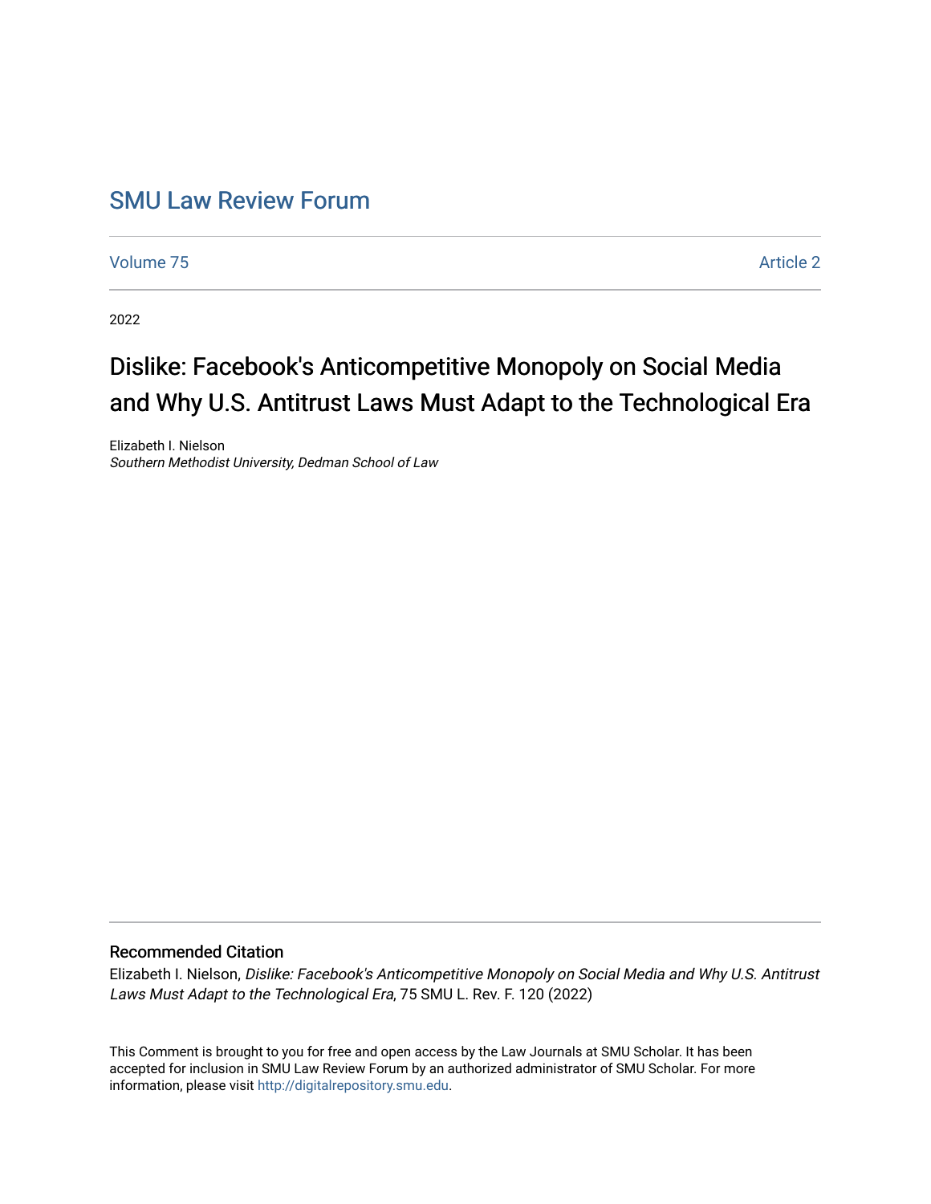# SMU Law Review Forum

Volume 75 Article 2

2022

## Dislike: Facebook's Anticompetitive Monopoly on Social Media and Why U.S. Antitrust Laws Must Adapt to the Technological Era

Elizabeth I. Nielson
*Southern Methodist University, Dedman School of Law*

### Recommended Citation

Elizabeth I. Nielson, *Dislike: Facebook's Anticompetitive Monopoly on Social Media and Why U.S. Antitrust Laws Must Adapt to the Technological Era*, 75 SMU L. Rev. F. 120 (2022)

This Comment is brought to you for free and open access by the Law Journals at SMU Scholar. It has been accepted for inclusion in SMU Law Review Forum by an authorized administrator of SMU Scholar. For more information, please visit http://digitalrepository.smu.edu.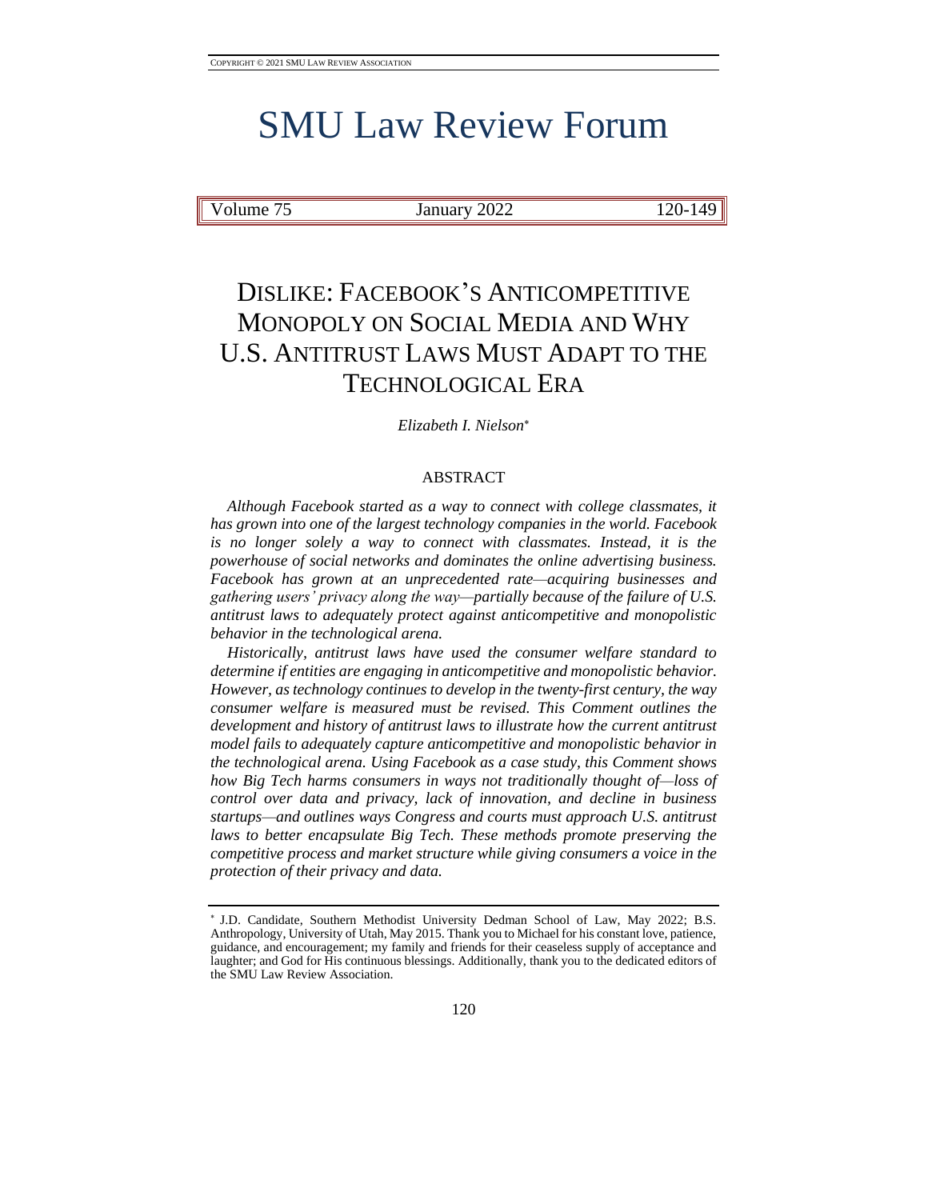# SMU Law Review Forum

# DISLIKE: FACEBOOK'S ANTICOMPETITIVE MONOPOLY ON SOCIAL MEDIA AND WHY U.S. ANTITRUST LAWS MUST ADAPT TO THE TECHNOLOGICAL ERA

*Elizabeth I. Nielson*[*]

## ABSTRACT

*Although Facebook started as a way to connect with college classmates, it has grown into one of the largest technology companies in the world. Facebook is no longer solely a way to connect with classmates. Instead, it is the powerhouse of social networks and dominates the online advertising business. Facebook has grown at an unprecedented rate—acquiring businesses and gathering users' privacy along the way—partially because of the failure of U.S. antitrust laws to adequately protect against anticompetitive and monopolistic behavior in the technological arena.*

*Historically, antitrust laws have used the consumer welfare standard to determine if entities are engaging in anticompetitive and monopolistic behavior. However, as technology continues to develop in the twenty-first century, the way consumer welfare is measured must be revised. This Comment outlines the development and history of antitrust laws to illustrate how the current antitrust model fails to adequately capture anticompetitive and monopolistic behavior in the technological arena. Using Facebook as a case study, this Comment shows how Big Tech harms consumers in ways not traditionally thought of—loss of control over data and privacy, lack of innovation, and decline in business startups—and outlines ways Congress and courts must approach U.S. antitrust laws to better encapsulate Big Tech. These methods promote preserving the competitive process and market structure while giving consumers a voice in the protection of their privacy and data.*

---

[*] J.D. Candidate, Southern Methodist University Dedman School of Law, May 2022; B.S. Anthropology, University of Utah, May 2015. Thank you to Michael for his constant love, patience, guidance, and encouragement; my family and friends for their ceaseless supply of acceptance and laughter; and God for His continuous blessings. Additionally, thank you to the dedicated editors of the SMU Law Review Association.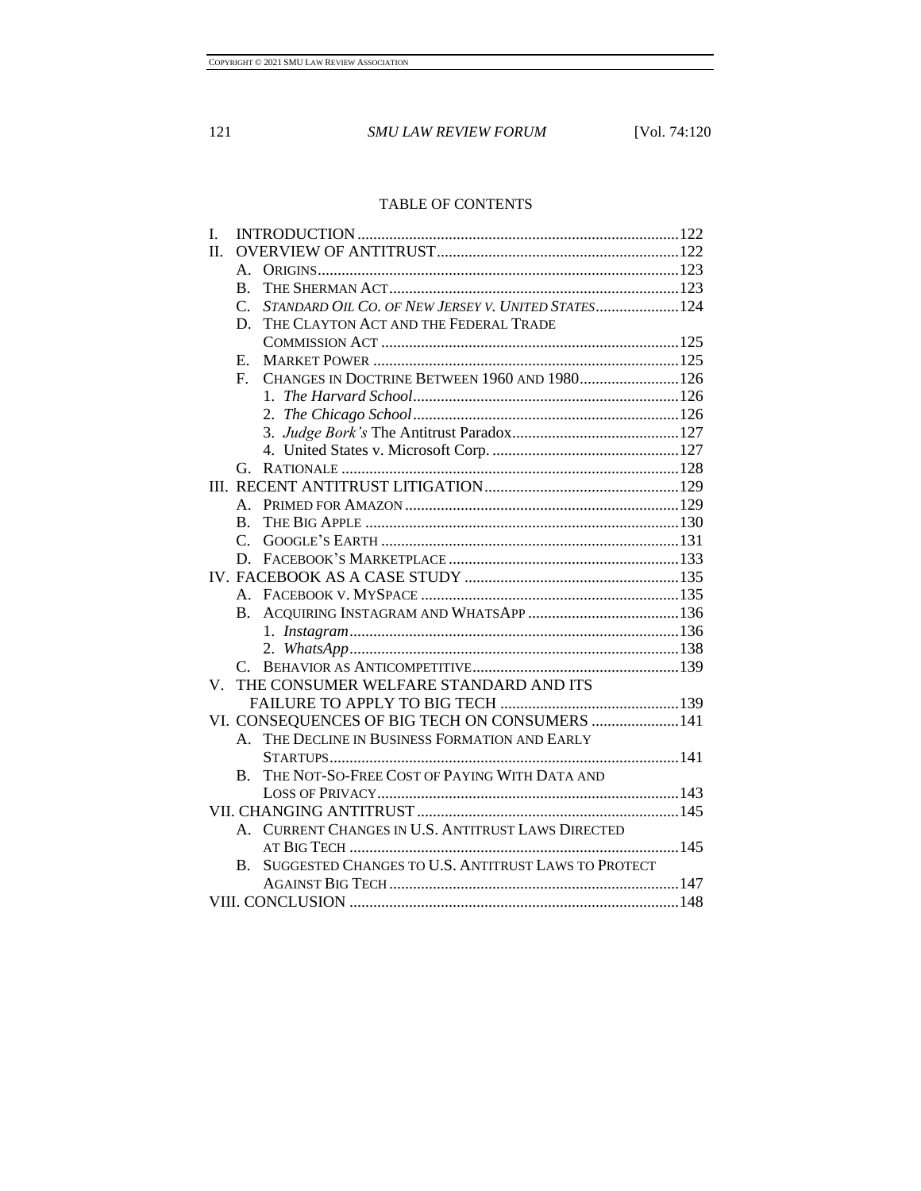TABLE OF CONTENTS

I. INTRODUCTION ....................................................................... 122

II. OVERVIEW OF ANTITRUST ................................................... 122

- A. ORIGINS ........................................................................ 123
- B. THE SHERMAN ACT ........................................................ 123
- C. *STANDARD OIL CO. OF NEW JERSEY V. UNITED STATES* ..................... 124
- D. THE CLAYTON ACT AND THE FEDERAL TRADE COMMISSION ACT ............................................................ 125
- E. MARKET POWER ............................................................ 125
- F. CHANGES IN DOCTRINE BETWEEN 1960 AND 1980 ......................... 126
  1. *The Harvard School* ................................................ 126
  2. *The Chicago School* ................................................ 126
  3. *Judge Bork's* The Antitrust Paradox ............................... 127
  4. United States v. Microsoft Corp. .................................... 127
- G. RATIONALE ................................................................... 128

III. RECENT ANTITRUST LITIGATION ................................................ 129

- A. PRIMED FOR AMAZON ........................................................ 129
- B. THE BIG APPLE .............................................................. 130
- C. GOOGLE'S EARTH ............................................................ 131
- D. FACEBOOK'S MARKETPLACE ................................................. 133

IV. FACEBOOK AS A CASE STUDY .................................................... 135

- A. FACEBOOK V. MYSPACE ..................................................... 135
- B. ACQUIRING INSTAGRAM AND WHATSAPP ................................... 136
  1. *Instagram* ............................................................ 136
  2. *WhatsApp* ............................................................ 138
- C. BEHAVIOR AS ANTICOMPETITIVE ............................................ 139

V. THE CONSUMER WELFARE STANDARD AND ITS FAILURE TO APPLY TO BIG TECH ............................................. 139

VI. CONSEQUENCES OF BIG TECH ON CONSUMERS ...................... 141

- A. THE DECLINE IN BUSINESS FORMATION AND EARLY STARTUPS ..................................................................... 141
- B. THE NOT-SO-FREE COST OF PAYING WITH DATA AND LOSS OF PRIVACY ......................................................... 143

VII. CHANGING ANTITRUST ............................................................ 145

- A. CURRENT CHANGES IN U.S. ANTITRUST LAWS DIRECTED AT BIG TECH ................................................................ 145
- B. SUGGESTED CHANGES TO U.S. ANTITRUST LAWS TO PROTECT AGAINST BIG TECH ....................................................... 147

VIII. CONCLUSION ....................................................................... 148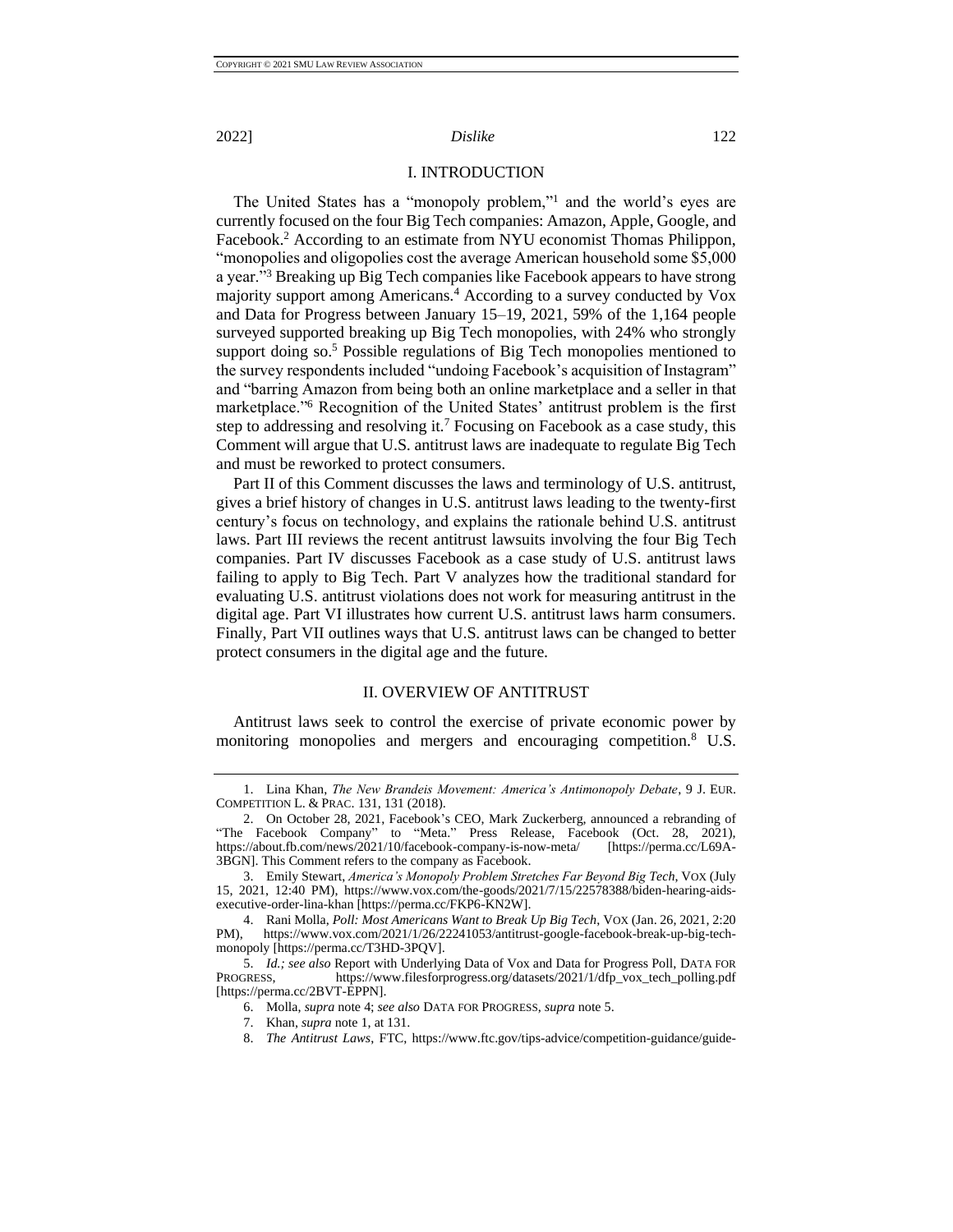## I. INTRODUCTION

The United States has a "monopoly problem,"[1] and the world's eyes are currently focused on the four Big Tech companies: Amazon, Apple, Google, and Facebook.[2] According to an estimate from NYU economist Thomas Philippon, "monopolies and oligopolies cost the average American household some $5,000 a year."[3] Breaking up Big Tech companies like Facebook appears to have strong majority support among Americans.[4] According to a survey conducted by Vox and Data for Progress between January 15–19, 2021, 59% of the 1,164 people surveyed supported breaking up Big Tech monopolies, with 24% who strongly support doing so.[5] Possible regulations of Big Tech monopolies mentioned to the survey respondents included "undoing Facebook's acquisition of Instagram" and "barring Amazon from being both an online marketplace and a seller in that marketplace."[6] Recognition of the United States' antitrust problem is the first step to addressing and resolving it.[7] Focusing on Facebook as a case study, this Comment will argue that U.S. antitrust laws are inadequate to regulate Big Tech and must be reworked to protect consumers.

Part II of this Comment discusses the laws and terminology of U.S. antitrust, gives a brief history of changes in U.S. antitrust laws leading to the twenty-first century's focus on technology, and explains the rationale behind U.S. antitrust laws. Part III reviews the recent antitrust lawsuits involving the four Big Tech companies. Part IV discusses Facebook as a case study of U.S. antitrust laws failing to apply to Big Tech. Part V analyzes how the traditional standard for evaluating U.S. antitrust violations does not work for measuring antitrust in the digital age. Part VI illustrates how current U.S. antitrust laws harm consumers. Finally, Part VII outlines ways that U.S. antitrust laws can be changed to better protect consumers in the digital age and the future.

## II. OVERVIEW OF ANTITRUST

Antitrust laws seek to control the exercise of private economic power by monitoring monopolies and mergers and encouraging competition.[8] U.S.

---

1. Lina Khan, *The New Brandeis Movement: America's Antimonopoly Debate*, 9 J. EUR. COMPETITION L. & PRAC. 131, 131 (2018).

2. On October 28, 2021, Facebook's CEO, Mark Zuckerberg, announced a rebranding of "The Facebook Company" to "Meta." Press Release, Facebook (Oct. 28, 2021), https://about.fb.com/news/2021/10/facebook-company-is-now-meta/ [https://perma.cc/L69A-3BGN]. This Comment refers to the company as Facebook.

3. Emily Stewart, *America's Monopoly Problem Stretches Far Beyond Big Tech*, VOX (July 15, 2021, 12:40 PM), https://www.vox.com/the-goods/2021/7/15/22578388/biden-hearing-aids-executive-order-lina-khan [https://perma.cc/FKP6-KN2W].

4. Rani Molla, *Poll: Most Americans Want to Break Up Big Tech*, VOX (Jan. 26, 2021, 2:20 PM), https://www.vox.com/2021/1/26/22241053/antitrust-google-facebook-break-up-big-tech-monopoly [https://perma.cc/T3HD-3PQV].

5. *Id.; see also* Report with Underlying Data of Vox and Data for Progress Poll, DATA FOR PROGRESS, https://www.filesforprogress.org/datasets/2021/1/dfp_vox_tech_polling.pdf [https://perma.cc/2BVT-EPPN].

6. Molla, *supra* note 4; *see also* DATA FOR PROGRESS, *supra* note 5.

7. Khan, *supra* note 1, at 131.

8. *The Antitrust Laws*, FTC, https://www.ftc.gov/tips-advice/competition-guidance/guide-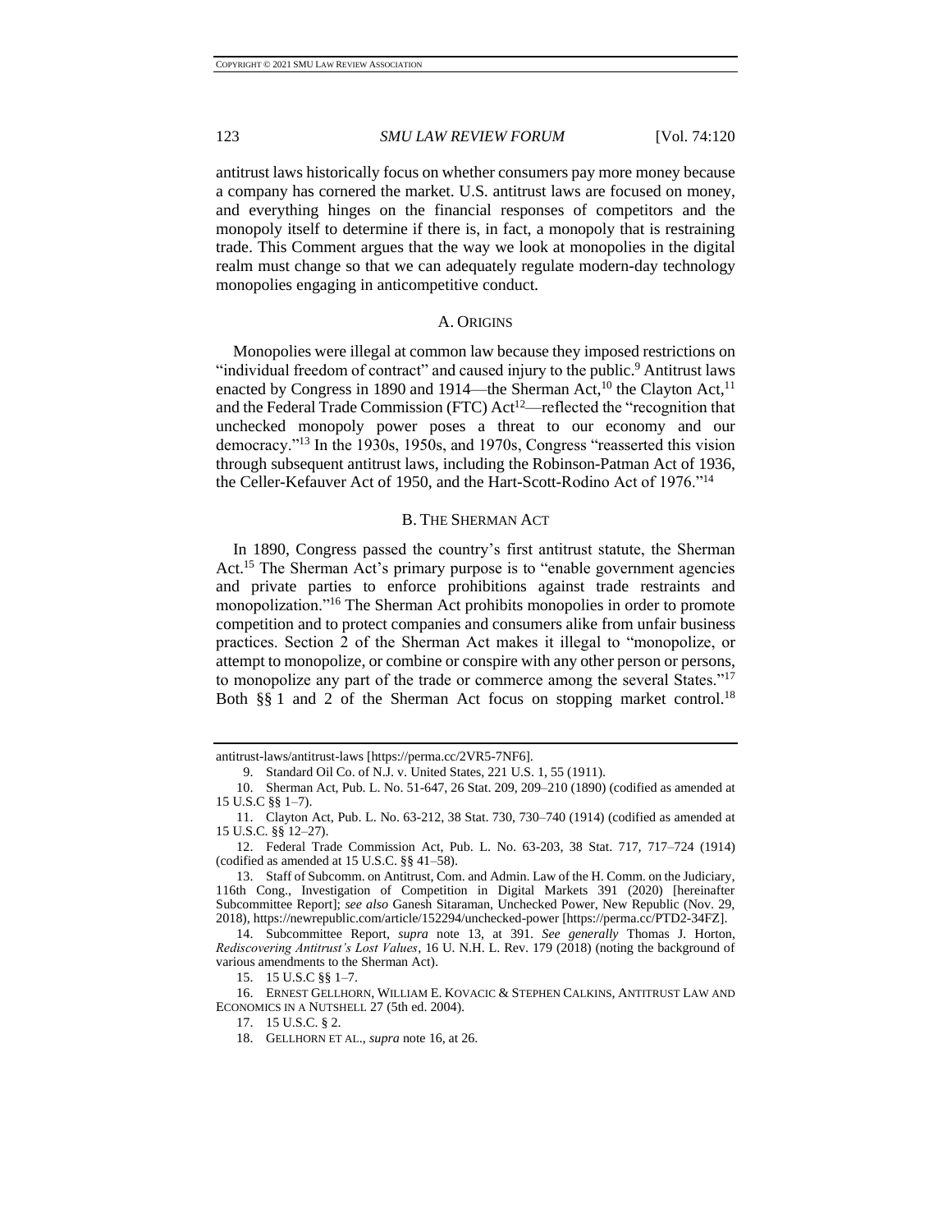antitrust laws historically focus on whether consumers pay more money because a company has cornered the market. U.S. antitrust laws are focused on money, and everything hinges on the financial responses of competitors and the monopoly itself to determine if there is, in fact, a monopoly that is restraining trade. This Comment argues that the way we look at monopolies in the digital realm must change so that we can adequately regulate modern-day technology monopolies engaging in anticompetitive conduct.

### A. Origins

Monopolies were illegal at common law because they imposed restrictions on "individual freedom of contract" and caused injury to the public.[9] Antitrust laws enacted by Congress in 1890 and 1914—the Sherman Act,[10] the Clayton Act,[11] and the Federal Trade Commission (FTC) Act[12]—reflected the "recognition that unchecked monopoly power poses a threat to our economy and our democracy."[13] In the 1930s, 1950s, and 1970s, Congress "reasserted this vision through subsequent antitrust laws, including the Robinson-Patman Act of 1936, the Celler-Kefauver Act of 1950, and the Hart-Scott-Rodino Act of 1976."[14]

### B. The Sherman Act

In 1890, Congress passed the country's first antitrust statute, the Sherman Act.[15] The Sherman Act's primary purpose is to "enable government agencies and private parties to enforce prohibitions against trade restraints and monopolization."[16] The Sherman Act prohibits monopolies in order to promote competition and to protect companies and consumers alike from unfair business practices. Section 2 of the Sherman Act makes it illegal to "monopolize, or attempt to monopolize, or combine or conspire with any other person or persons, to monopolize any part of the trade or commerce among the several States."[17] Both §§ 1 and 2 of the Sherman Act focus on stopping market control.[18]

---

antitrust-laws/antitrust-laws [https://perma.cc/2VR5-7NF6].

9. Standard Oil Co. of N.J. v. United States, 221 U.S. 1, 55 (1911).

10. Sherman Act, Pub. L. No. 51-647, 26 Stat. 209, 209–210 (1890) (codified as amended at 15 U.S.C §§ 1–7).

11. Clayton Act, Pub. L. No. 63-212, 38 Stat. 730, 730–740 (1914) (codified as amended at 15 U.S.C. §§ 12–27).

12. Federal Trade Commission Act, Pub. L. No. 63-203, 38 Stat. 717, 717–724 (1914) (codified as amended at 15 U.S.C. §§ 41–58).

13. Staff of Subcomm. on Antitrust, Com. and Admin. Law of the H. Comm. on the Judiciary, 116th Cong., Investigation of Competition in Digital Markets 391 (2020) [hereinafter Subcommittee Report]; *see also* Ganesh Sitaraman, Unchecked Power, New Republic (Nov. 29, 2018), https://newrepublic.com/article/152294/unchecked-power [https://perma.cc/PTD2-34FZ].

14. Subcommittee Report, *supra* note 13, at 391. *See generally* Thomas J. Horton, *Rediscovering Antitrust's Lost Values*, 16 U. N.H. L. Rev. 179 (2018) (noting the background of various amendments to the Sherman Act).

15. 15 U.S.C §§ 1–7.

16. Ernest Gellhorn, William E. Kovacic & Stephen Calkins, Antitrust Law and Economics in a Nutshell 27 (5th ed. 2004).

17. 15 U.S.C. § 2.

18. Gellhorn et al., *supra* note 16, at 26.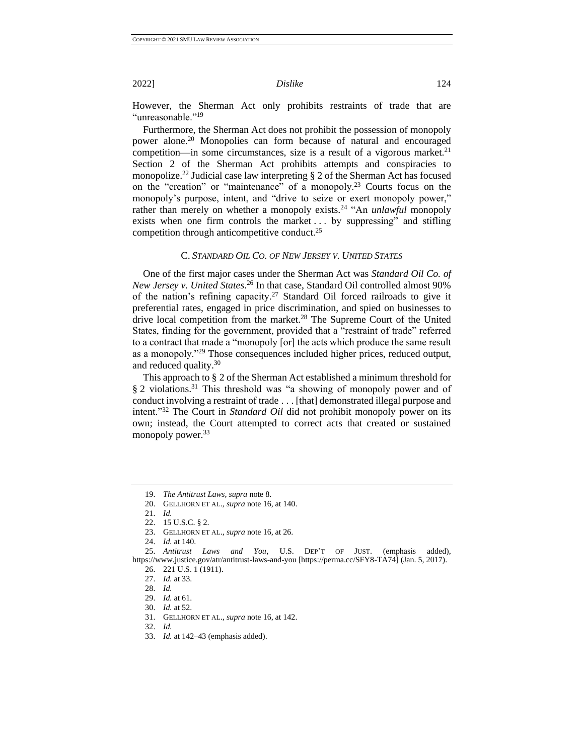However, the Sherman Act only prohibits restraints of trade that are "unreasonable."[19]

Furthermore, the Sherman Act does not prohibit the possession of monopoly power alone.[20] Monopolies can form because of natural and encouraged competition—in some circumstances, size is a result of a vigorous market.[21] Section 2 of the Sherman Act prohibits attempts and conspiracies to monopolize.[22] Judicial case law interpreting § 2 of the Sherman Act has focused on the "creation" or "maintenance" of a monopoly.[23] Courts focus on the monopoly's purpose, intent, and "drive to seize or exert monopoly power," rather than merely on whether a monopoly exists.[24] "An *unlawful* monopoly exists when one firm controls the market . . . by suppressing" and stifling competition through anticompetitive conduct.[25]

### C. *Standard Oil Co. of New Jersey v. United States*

One of the first major cases under the Sherman Act was *Standard Oil Co. of New Jersey v. United States*.[26] In that case, Standard Oil controlled almost 90% of the nation's refining capacity.[27] Standard Oil forced railroads to give it preferential rates, engaged in price discrimination, and spied on businesses to drive local competition from the market.[28] The Supreme Court of the United States, finding for the government, provided that a "restraint of trade" referred to a contract that made a "monopoly [or] the acts which produce the same result as a monopoly."[29] Those consequences included higher prices, reduced output, and reduced quality.[30]

This approach to § 2 of the Sherman Act established a minimum threshold for § 2 violations.[31] This threshold was "a showing of monopoly power and of conduct involving a restraint of trade . . . [that] demonstrated illegal purpose and intent."[32] The Court in *Standard Oil* did not prohibit monopoly power on its own; instead, the Court attempted to correct acts that created or sustained monopoly power.[33]

---

19. *The Antitrust Laws*, *supra* note 8.
20. Gellhorn et al., *supra* note 16, at 140.
21. *Id.*
22. 15 U.S.C. § 2.
23. Gellhorn et al., *supra* note 16, at 26.
24. *Id.* at 140.
25. *Antitrust Laws and You*, U.S. Dep't of Just. (emphasis added), https://www.justice.gov/atr/antitrust-laws-and-you [https://perma.cc/SFY8-TA74] (Jan. 5, 2017).
26. 221 U.S. 1 (1911).
27. *Id.* at 33.
28. *Id.*
29. *Id.* at 61.
30. *Id.* at 52.
31. Gellhorn et al., *supra* note 16, at 142.
32. *Id.*
33. *Id.* at 142–43 (emphasis added).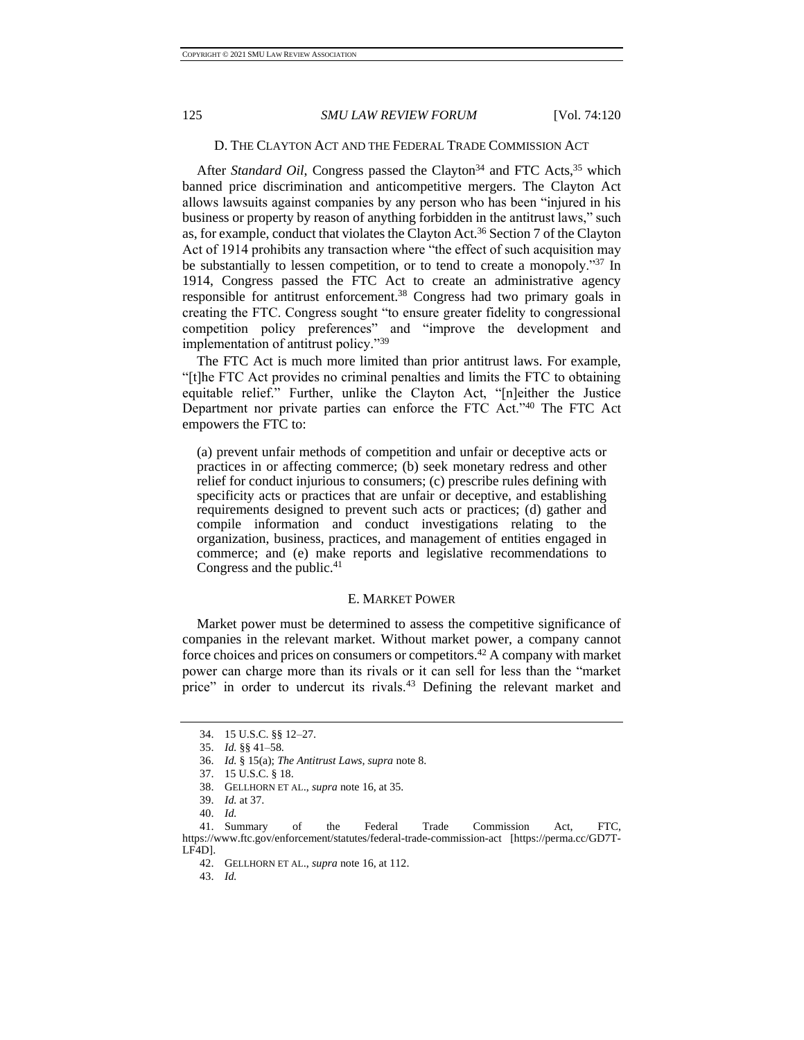### D. THE CLAYTON ACT AND THE FEDERAL TRADE COMMISSION ACT

After *Standard Oil*, Congress passed the Clayton[34] and FTC Acts,[35] which banned price discrimination and anticompetitive mergers. The Clayton Act allows lawsuits against companies by any person who has been "injured in his business or property by reason of anything forbidden in the antitrust laws," such as, for example, conduct that violates the Clayton Act.[36] Section 7 of the Clayton Act of 1914 prohibits any transaction where "the effect of such acquisition may be substantially to lessen competition, or to tend to create a monopoly."[37] In 1914, Congress passed the FTC Act to create an administrative agency responsible for antitrust enforcement.[38] Congress had two primary goals in creating the FTC. Congress sought "to ensure greater fidelity to congressional competition policy preferences" and "improve the development and implementation of antitrust policy."[39]

The FTC Act is much more limited than prior antitrust laws. For example, "[t]he FTC Act provides no criminal penalties and limits the FTC to obtaining equitable relief." Further, unlike the Clayton Act, "[n]either the Justice Department nor private parties can enforce the FTC Act."[40] The FTC Act empowers the FTC to:

> (a) prevent unfair methods of competition and unfair or deceptive acts or practices in or affecting commerce; (b) seek monetary redress and other relief for conduct injurious to consumers; (c) prescribe rules defining with specificity acts or practices that are unfair or deceptive, and establishing requirements designed to prevent such acts or practices; (d) gather and compile information and conduct investigations relating to the organization, business, practices, and management of entities engaged in commerce; and (e) make reports and legislative recommendations to Congress and the public.[41]

### E. MARKET POWER

Market power must be determined to assess the competitive significance of companies in the relevant market. Without market power, a company cannot force choices and prices on consumers or competitors.[42] A company with market power can charge more than its rivals or it can sell for less than the "market price" in order to undercut its rivals.[43] Defining the relevant market and

---

34. 15 U.S.C. §§ 12–27.
35. *Id.* §§ 41–58.
36. *Id.* § 15(a); *The Antitrust Laws*, *supra* note 8.
37. 15 U.S.C. § 18.
38. GELLHORN ET AL., *supra* note 16, at 35.
39. *Id.* at 37.
40. *Id.*
41. Summary of the Federal Trade Commission Act, FTC, https://www.ftc.gov/enforcement/statutes/federal-trade-commission-act [https://perma.cc/GD7T-LF4D].
42. GELLHORN ET AL., *supra* note 16, at 112.
43. *Id.*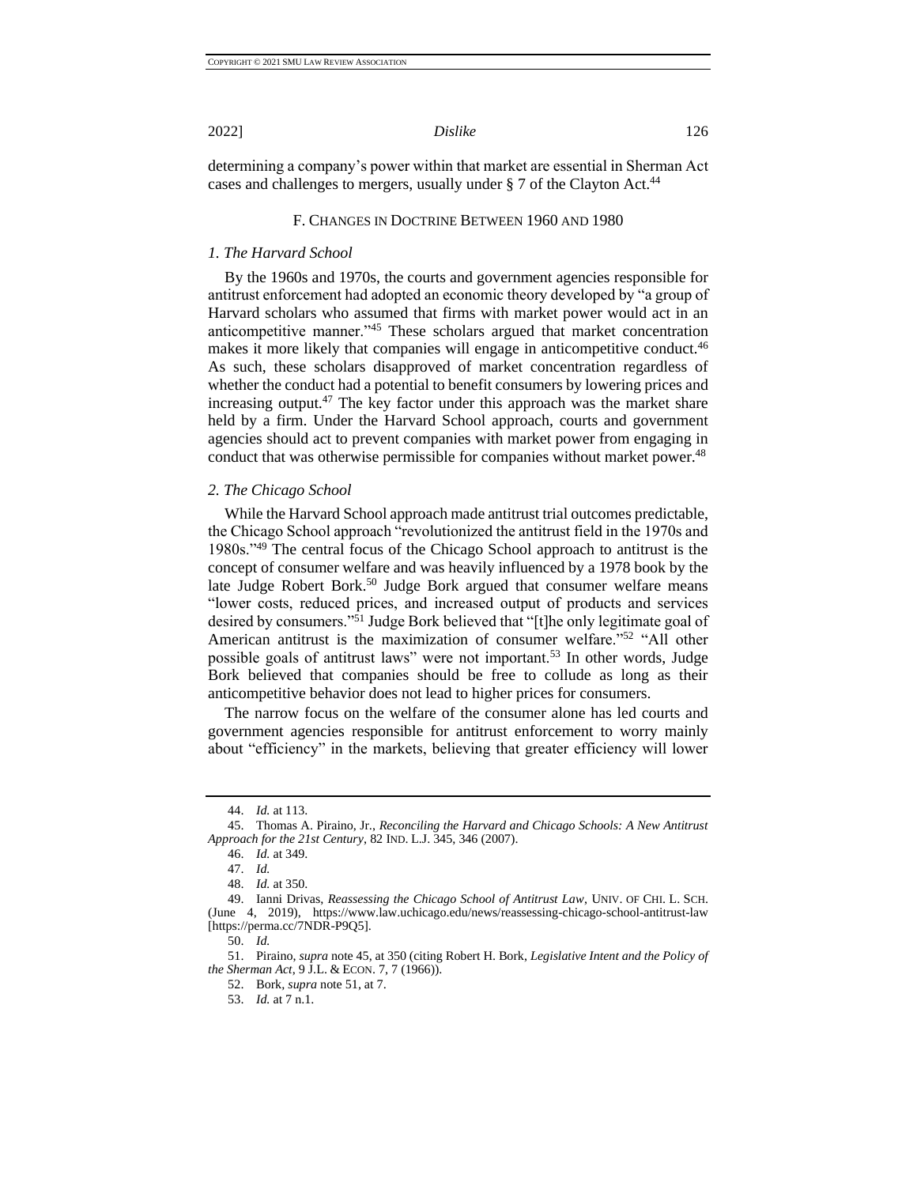determining a company's power within that market are essential in Sherman Act cases and challenges to mergers, usually under § 7 of the Clayton Act.[44]

### F. Changes in Doctrine Between 1960 and 1980

#### *1. The Harvard School*

By the 1960s and 1970s, the courts and government agencies responsible for antitrust enforcement had adopted an economic theory developed by "a group of Harvard scholars who assumed that firms with market power would act in an anticompetitive manner."[45] These scholars argued that market concentration makes it more likely that companies will engage in anticompetitive conduct.[46] As such, these scholars disapproved of market concentration regardless of whether the conduct had a potential to benefit consumers by lowering prices and increasing output.[47] The key factor under this approach was the market share held by a firm. Under the Harvard School approach, courts and government agencies should act to prevent companies with market power from engaging in conduct that was otherwise permissible for companies without market power.[48]

#### *2. The Chicago School*

While the Harvard School approach made antitrust trial outcomes predictable, the Chicago School approach "revolutionized the antitrust field in the 1970s and 1980s."[49] The central focus of the Chicago School approach to antitrust is the concept of consumer welfare and was heavily influenced by a 1978 book by the late Judge Robert Bork.[50] Judge Bork argued that consumer welfare means "lower costs, reduced prices, and increased output of products and services desired by consumers."[51] Judge Bork believed that "[t]he only legitimate goal of American antitrust is the maximization of consumer welfare."[52] "All other possible goals of antitrust laws" were not important.[53] In other words, Judge Bork believed that companies should be free to collude as long as their anticompetitive behavior does not lead to higher prices for consumers.

The narrow focus on the welfare of the consumer alone has led courts and government agencies responsible for antitrust enforcement to worry mainly about "efficiency" in the markets, believing that greater efficiency will lower

---

44. *Id.* at 113.

45. Thomas A. Piraino, Jr., *Reconciling the Harvard and Chicago Schools: A New Antitrust Approach for the 21st Century*, 82 IND. L.J. 345, 346 (2007).

46. *Id.* at 349.

47. *Id.*

48. *Id.* at 350.

49. Ianni Drivas, *Reassessing the Chicago School of Antitrust Law*, UNIV. OF CHI. L. SCH. (June 4, 2019), https://www.law.uchicago.edu/news/reassessing-chicago-school-antitrust-law [https://perma.cc/7NDR-P9Q5].

50. *Id.*

51. Piraino, *supra* note 45, at 350 (citing Robert H. Bork, *Legislative Intent and the Policy of the Sherman Act*, 9 J.L. & ECON. 7, 7 (1966)).

52. Bork, *supra* note 51, at 7.

53. *Id.* at 7 n.1.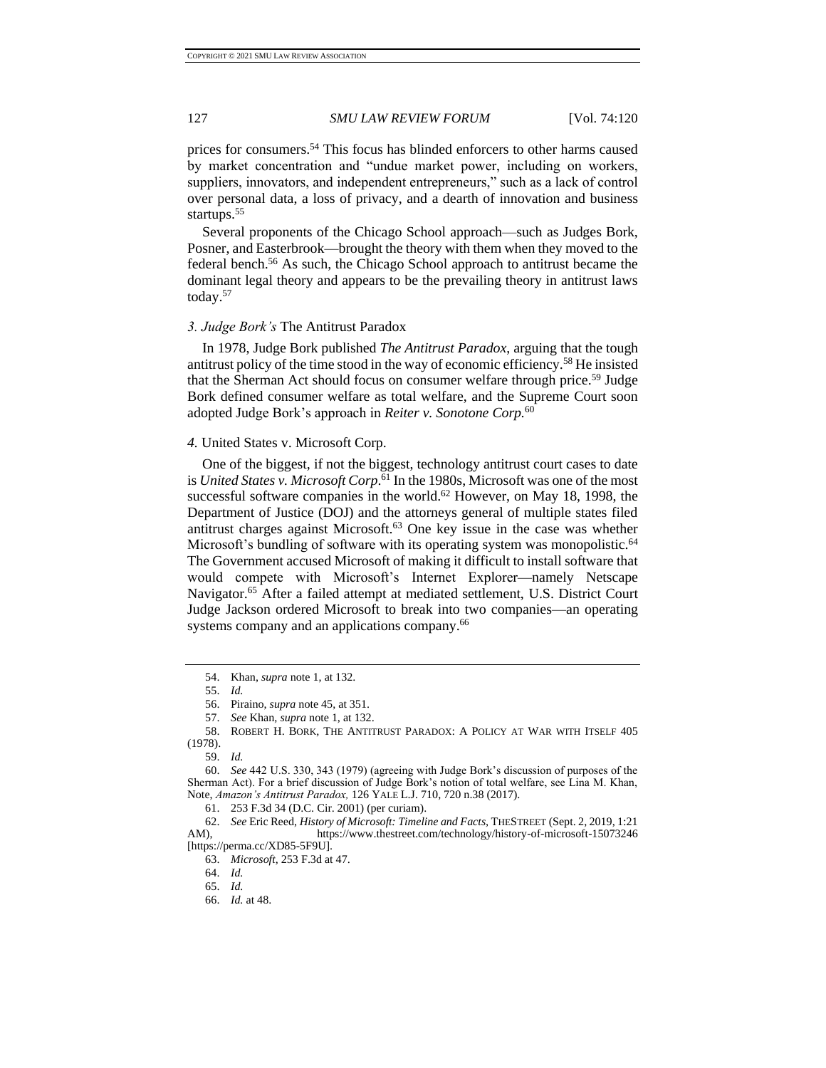prices for consumers.[54] This focus has blinded enforcers to other harms caused by market concentration and "undue market power, including on workers, suppliers, innovators, and independent entrepreneurs," such as a lack of control over personal data, a loss of privacy, and a dearth of innovation and business startups.[55]

Several proponents of the Chicago School approach—such as Judges Bork, Posner, and Easterbrook—brought the theory with them when they moved to the federal bench.[56] As such, the Chicago School approach to antitrust became the dominant legal theory and appears to be the prevailing theory in antitrust laws today.[57]

### *3. Judge Bork's* The Antitrust Paradox

In 1978, Judge Bork published *The Antitrust Paradox*, arguing that the tough antitrust policy of the time stood in the way of economic efficiency.[58] He insisted that the Sherman Act should focus on consumer welfare through price.[59] Judge Bork defined consumer welfare as total welfare, and the Supreme Court soon adopted Judge Bork's approach in *Reiter v. Sonotone Corp.*[60]

### *4.* United States v. Microsoft Corp.

One of the biggest, if not the biggest, technology antitrust court cases to date is *United States v. Microsoft Corp.*[61] In the 1980s, Microsoft was one of the most successful software companies in the world.[62] However, on May 18, 1998, the Department of Justice (DOJ) and the attorneys general of multiple states filed antitrust charges against Microsoft.[63] One key issue in the case was whether Microsoft's bundling of software with its operating system was monopolistic.[64] The Government accused Microsoft of making it difficult to install software that would compete with Microsoft's Internet Explorer—namely Netscape Navigator.[65] After a failed attempt at mediated settlement, U.S. District Court Judge Jackson ordered Microsoft to break into two companies—an operating systems company and an applications company.[66]

---

54. Khan, *supra* note 1, at 132.

55. *Id.*

56. Piraino, *supra* note 45, at 351.

57. *See* Khan, *supra* note 1, at 132.

58. ROBERT H. BORK, THE ANTITRUST PARADOX: A POLICY AT WAR WITH ITSELF 405 (1978).

59. *Id.*

60. *See* 442 U.S. 330, 343 (1979) (agreeing with Judge Bork's discussion of purposes of the Sherman Act). For a brief discussion of Judge Bork's notion of total welfare, see Lina M. Khan, Note, *Amazon's Antitrust Paradox,* 126 YALE L.J. 710, 720 n.38 (2017).

61. 253 F.3d 34 (D.C. Cir. 2001) (per curiam).

62. *See* Eric Reed, *History of Microsoft: Timeline and Facts*, THESTREET (Sept. 2, 2019, 1:21 AM), https://www.thestreet.com/technology/history-of-microsoft-15073246 [https://perma.cc/XD85-5F9U].

63. *Microsoft*, 253 F.3d at 47.

64. *Id.*

65. *Id.*

66. *Id.* at 48.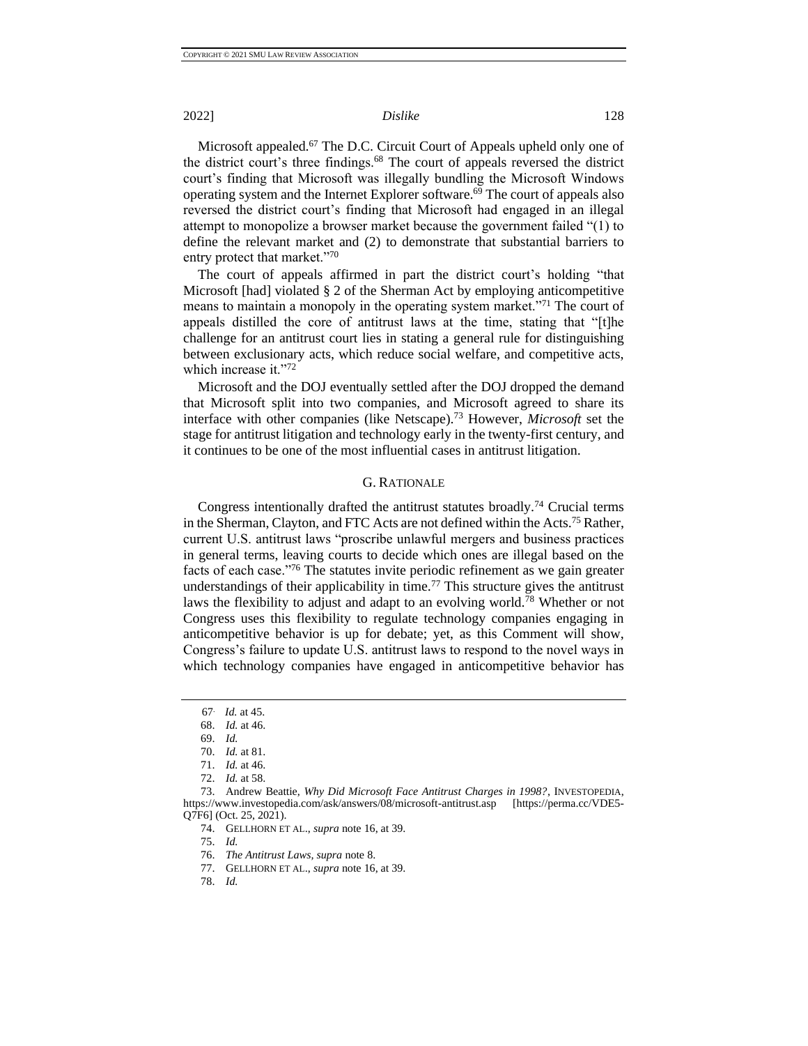Microsoft appealed.[67] The D.C. Circuit Court of Appeals upheld only one of the district court's three findings.[68] The court of appeals reversed the district court's finding that Microsoft was illegally bundling the Microsoft Windows operating system and the Internet Explorer software.[69] The court of appeals also reversed the district court's finding that Microsoft had engaged in an illegal attempt to monopolize a browser market because the government failed "(1) to define the relevant market and (2) to demonstrate that substantial barriers to entry protect that market."[70]

The court of appeals affirmed in part the district court's holding "that Microsoft [had] violated § 2 of the Sherman Act by employing anticompetitive means to maintain a monopoly in the operating system market."[71] The court of appeals distilled the core of antitrust laws at the time, stating that "[t]he challenge for an antitrust court lies in stating a general rule for distinguishing between exclusionary acts, which reduce social welfare, and competitive acts, which increase it."[72]

Microsoft and the DOJ eventually settled after the DOJ dropped the demand that Microsoft split into two companies, and Microsoft agreed to share its interface with other companies (like Netscape).[73] However, *Microsoft* set the stage for antitrust litigation and technology early in the twenty-first century, and it continues to be one of the most influential cases in antitrust litigation.

### G. RATIONALE

Congress intentionally drafted the antitrust statutes broadly.[74] Crucial terms in the Sherman, Clayton, and FTC Acts are not defined within the Acts.[75] Rather, current U.S. antitrust laws "proscribe unlawful mergers and business practices in general terms, leaving courts to decide which ones are illegal based on the facts of each case."[76] The statutes invite periodic refinement as we gain greater understandings of their applicability in time.[77] This structure gives the antitrust laws the flexibility to adjust and adapt to an evolving world.[78] Whether or not Congress uses this flexibility to regulate technology companies engaging in anticompetitive behavior is up for debate; yet, as this Comment will show, Congress's failure to update U.S. antitrust laws to respond to the novel ways in which technology companies have engaged in anticompetitive behavior has

---

67. *Id.* at 45.

68. *Id.* at 46.

69. *Id.*

70. *Id.* at 81.

71. *Id.* at 46.

72. *Id.* at 58.

73. Andrew Beattie, *Why Did Microsoft Face Antitrust Charges in 1998?*, INVESTOPEDIA, https://www.investopedia.com/ask/answers/08/microsoft-antitrust.asp [https://perma.cc/VDE5-Q7F6] (Oct. 25, 2021).

74. GELLHORN ET AL., *supra* note 16, at 39.

75. *Id.*

76. *The Antitrust Laws*, *supra* note 8.

77. GELLHORN ET AL., *supra* note 16, at 39.

78. *Id.*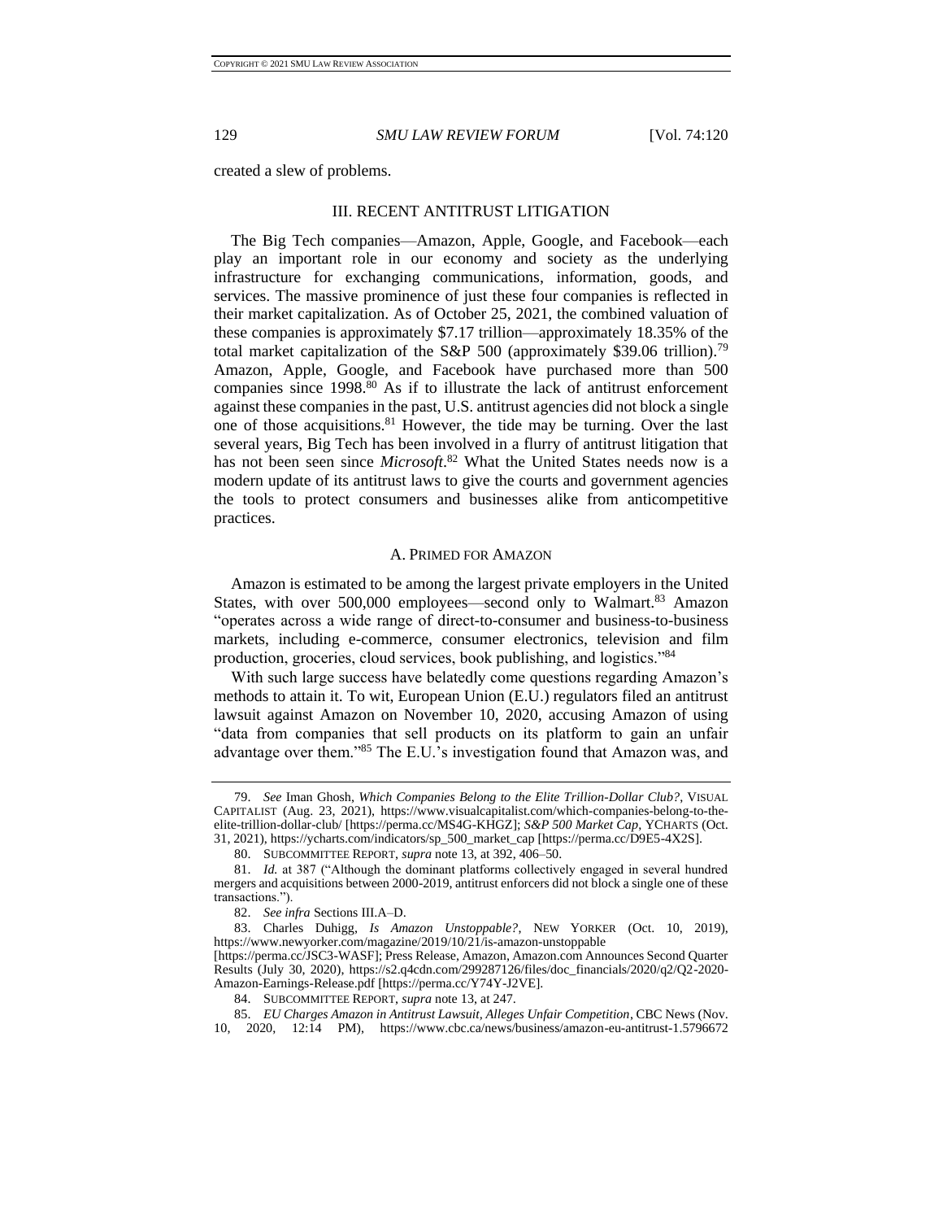created a slew of problems.

## III. RECENT ANTITRUST LITIGATION

The Big Tech companies—Amazon, Apple, Google, and Facebook—each play an important role in our economy and society as the underlying infrastructure for exchanging communications, information, goods, and services. The massive prominence of just these four companies is reflected in their market capitalization. As of October 25, 2021, the combined valuation of these companies is approximately $7.17 trillion—approximately 18.35% of the total market capitalization of the S&P 500 (approximately $39.06 trillion).[79] Amazon, Apple, Google, and Facebook have purchased more than 500 companies since 1998.[80] As if to illustrate the lack of antitrust enforcement against these companies in the past, U.S. antitrust agencies did not block a single one of those acquisitions.[81] However, the tide may be turning. Over the last several years, Big Tech has been involved in a flurry of antitrust litigation that has not been seen since *Microsoft*.[82] What the United States needs now is a modern update of its antitrust laws to give the courts and government agencies the tools to protect consumers and businesses alike from anticompetitive practices.

### A. PRIMED FOR AMAZON

Amazon is estimated to be among the largest private employers in the United States, with over 500,000 employees—second only to Walmart.[83] Amazon "operates across a wide range of direct-to-consumer and business-to-business markets, including e-commerce, consumer electronics, television and film production, groceries, cloud services, book publishing, and logistics."[84]

With such large success have belatedly come questions regarding Amazon's methods to attain it. To wit, European Union (E.U.) regulators filed an antitrust lawsuit against Amazon on November 10, 2020, accusing Amazon of using "data from companies that sell products on its platform to gain an unfair advantage over them."[85] The E.U.'s investigation found that Amazon was, and

---

79. *See* Iman Ghosh, *Which Companies Belong to the Elite Trillion-Dollar Club?*, VISUAL CAPITALIST (Aug. 23, 2021), https://www.visualcapitalist.com/which-companies-belong-to-the-elite-trillion-dollar-club/ [https://perma.cc/MS4G-KHGZ]; *S&P 500 Market Cap*, YCHARTS (Oct. 31, 2021), https://ycharts.com/indicators/sp_500_market_cap [https://perma.cc/D9E5-4X2S].

80. SUBCOMMITTEE REPORT, *supra* note 13, at 392, 406–50.

81. *Id.* at 387 ("Although the dominant platforms collectively engaged in several hundred mergers and acquisitions between 2000-2019, antitrust enforcers did not block a single one of these transactions.").

82. *See infra* Sections III.A–D.

83. Charles Duhigg, *Is Amazon Unstoppable?*, NEW YORKER (Oct. 10, 2019), https://www.newyorker.com/magazine/2019/10/21/is-amazon-unstoppable [https://perma.cc/JSC3-WASF]; Press Release, Amazon, Amazon.com Announces Second Quarter Results (July 30, 2020), https://s2.q4cdn.com/299287126/files/doc_financials/2020/q2/Q2-2020-Amazon-Earnings-Release.pdf [https://perma.cc/Y74Y-J2VE].

84. SUBCOMMITTEE REPORT, *supra* note 13, at 247.

85. *EU Charges Amazon in Antitrust Lawsuit, Alleges Unfair Competition*, CBC News (Nov. 10, 2020, 12:14 PM), https://www.cbc.ca/news/business/amazon-eu-antitrust-1.5796672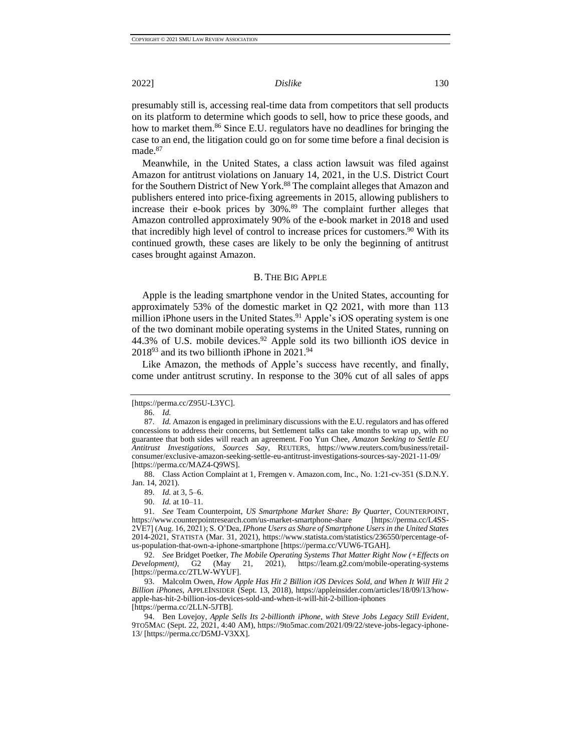presumably still is, accessing real-time data from competitors that sell products on its platform to determine which goods to sell, how to price these goods, and how to market them.[86] Since E.U. regulators have no deadlines for bringing the case to an end, the litigation could go on for some time before a final decision is made.[87]

Meanwhile, in the United States, a class action lawsuit was filed against Amazon for antitrust violations on January 14, 2021, in the U.S. District Court for the Southern District of New York.[88] The complaint alleges that Amazon and publishers entered into price-fixing agreements in 2015, allowing publishers to increase their e-book prices by 30%.[89] The complaint further alleges that Amazon controlled approximately 90% of the e-book market in 2018 and used that incredibly high level of control to increase prices for customers.[90] With its continued growth, these cases are likely to be only the beginning of antitrust cases brought against Amazon.

### B. The Big Apple

Apple is the leading smartphone vendor in the United States, accounting for approximately 53% of the domestic market in Q2 2021, with more than 113 million iPhone users in the United States.[91] Apple's iOS operating system is one of the two dominant mobile operating systems in the United States, running on 44.3% of U.S. mobile devices.[92] Apple sold its two billionth iOS device in 2018[93] and its two billionth iPhone in 2021.[94]

Like Amazon, the methods of Apple's success have recently, and finally, come under antitrust scrutiny. In response to the 30% cut of all sales of apps

---

[https://perma.cc/Z95U-L3YC].

86. *Id.*

87. *Id.* Amazon is engaged in preliminary discussions with the E.U. regulators and has offered concessions to address their concerns, but Settlement talks can take months to wrap up, with no guarantee that both sides will reach an agreement. Foo Yun Chee, *Amazon Seeking to Settle EU Antitrust Investigations, Sources Say*, REUTERS, https://www.reuters.com/business/retail-consumer/exclusive-amazon-seeking-settle-eu-antitrust-investigations-sources-say-2021-11-09/ [https://perma.cc/MAZ4-Q9WS].

88. Class Action Complaint at 1, Fremgen v. Amazon.com, Inc., No. 1:21-cv-351 (S.D.N.Y. Jan. 14, 2021).

89. *Id.* at 3, 5–6.

90. *Id.* at 10–11.

91. *See* Team Counterpoint, *US Smartphone Market Share: By Quarter*, COUNTERPOINT, https://www.counterpointresearch.com/us-market-smartphone-share [https://perma.cc/L4SS-2VE7] (Aug. 16, 2021); S. O'Dea, *IPhone Users as Share of Smartphone Users in the United States 2014-2021*, STATISTA (Mar. 31, 2021), https://www.statista.com/statistics/236550/percentage-of-us-population-that-own-a-iphone-smartphone [https://perma.cc/VUW6-TGAH].

92. *See* Bridget Poetker, *The Mobile Operating Systems That Matter Right Now (+Effects on Development)*, G2 (May 21, 2021), https://learn.g2.com/mobile-operating-systems [https://perma.cc/2TLW-WYUF].

93. Malcolm Owen, *How Apple Has Hit 2 Billion iOS Devices Sold, and When It Will Hit 2 Billion iPhones*, APPLEINSIDER (Sept. 13, 2018), https://appleinsider.com/articles/18/09/13/how-apple-has-hit-2-billion-ios-devices-sold-and-when-it-will-hit-2-billion-iphones [https://perma.cc/2LLN-5JTB].

94. Ben Lovejoy, *Apple Sells Its 2-billionth iPhone, with Steve Jobs Legacy Still Evident*, 9TO5MAC (Sept. 22, 2021, 4:40 AM), https://9to5mac.com/2021/09/22/steve-jobs-legacy-iphone-13/ [https://perma.cc/D5MJ-V3XX].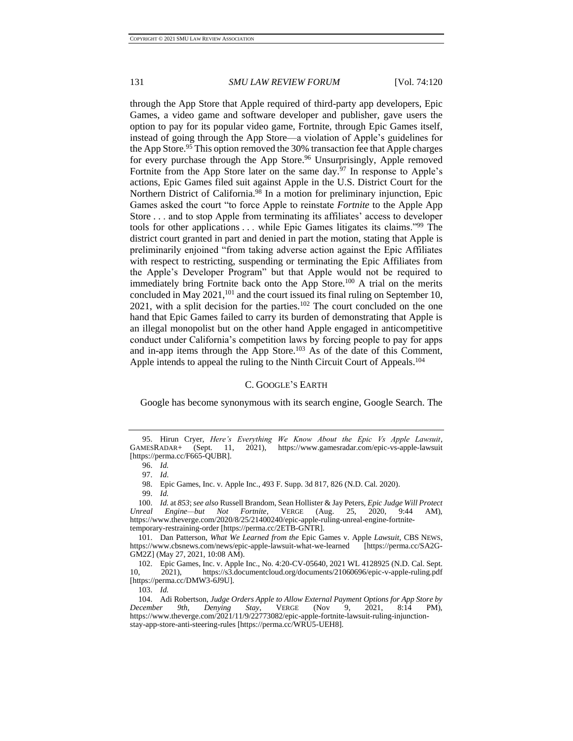through the App Store that Apple required of third-party app developers, Epic Games, a video game and software developer and publisher, gave users the option to pay for its popular video game, Fortnite, through Epic Games itself, instead of going through the App Store—a violation of Apple's guidelines for the App Store.[95] This option removed the 30% transaction fee that Apple charges for every purchase through the App Store.[96] Unsurprisingly, Apple removed Fortnite from the App Store later on the same day.[97] In response to Apple's actions, Epic Games filed suit against Apple in the U.S. District Court for the Northern District of California.[98] In a motion for preliminary injunction, Epic Games asked the court "to force Apple to reinstate *Fortnite* to the Apple App Store . . . and to stop Apple from terminating its affiliates' access to developer tools for other applications . . . while Epic Games litigates its claims."[99] The district court granted in part and denied in part the motion, stating that Apple is preliminarily enjoined "from taking adverse action against the Epic Affiliates with respect to restricting, suspending or terminating the Epic Affiliates from the Apple's Developer Program" but that Apple would not be required to immediately bring Fortnite back onto the App Store.[100] A trial on the merits concluded in May 2021,[101] and the court issued its final ruling on September 10, 2021, with a split decision for the parties.[102] The court concluded on the one hand that Epic Games failed to carry its burden of demonstrating that Apple is an illegal monopolist but on the other hand Apple engaged in anticompetitive conduct under California's competition laws by forcing people to pay for apps and in-app items through the App Store.[103] As of the date of this Comment, Apple intends to appeal the ruling to the Ninth Circuit Court of Appeals.[104]

### C. Google's Earth

Google has become synonymous with its search engine, Google Search. The

---

95. Hirun Cryer, *Here's Everything We Know About the Epic Vs Apple Lawsuit*, GamesRadar+ (Sept. 11, 2021), https://www.gamesradar.com/epic-vs-apple-lawsuit [https://perma.cc/F665-QUBR].

96. *Id.*

97. *Id.*

98. Epic Games, Inc. v. Apple Inc., 493 F. Supp. 3d 817, 826 (N.D. Cal. 2020).

99. *Id.*

100. *Id.* at 853; *see also* Russell Brandom, Sean Hollister & Jay Peters, *Epic Judge Will Protect Unreal Engine—but Not Fortnite*, Verge (Aug. 25, 2020, 9:44 AM), https://www.theverge.com/2020/8/25/21400240/epic-apple-ruling-unreal-engine-fortnite-temporary-restraining-order [https://perma.cc/2ETB-GNTR].

101. Dan Patterson, *What We Learned from the* Epic Games v. Apple *Lawsuit*, CBS News, https://www.cbsnews.com/news/epic-apple-lawsuit-what-we-learned [https://perma.cc/SA2G-GM2Z] (May 27, 2021, 10:08 AM).

102. Epic Games, Inc. v. Apple Inc., No. 4:20-CV-05640, 2021 WL 4128925 (N.D. Cal. Sept. 10, 2021), https://s3.documentcloud.org/documents/21060696/epic-v-apple-ruling.pdf [https://perma.cc/DMW3-6J9U].

103. *Id.*

104. Adi Robertson, *Judge Orders Apple to Allow External Payment Options for App Store by December 9th, Denying Stay*, Verge (Nov 9, 2021, 8:14 PM), https://www.theverge.com/2021/11/9/22773082/epic-apple-fortnite-lawsuit-ruling-injunction-stay-app-store-anti-steering-rules [https://perma.cc/WRU5-UEH8].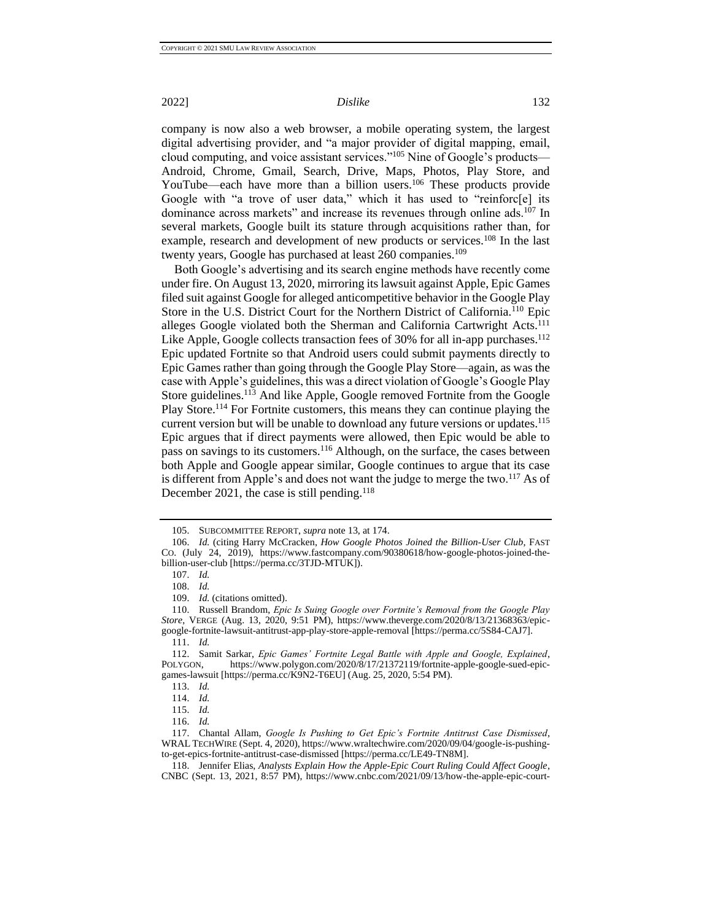company is now also a web browser, a mobile operating system, the largest digital advertising provider, and "a major provider of digital mapping, email, cloud computing, and voice assistant services."[105] Nine of Google's products—Android, Chrome, Gmail, Search, Drive, Maps, Photos, Play Store, and YouTube—each have more than a billion users.[106] These products provide Google with "a trove of user data," which it has used to "reinforc[e] its dominance across markets" and increase its revenues through online ads.[107] In several markets, Google built its stature through acquisitions rather than, for example, research and development of new products or services.[108] In the last twenty years, Google has purchased at least 260 companies.[109]

Both Google's advertising and its search engine methods have recently come under fire. On August 13, 2020, mirroring its lawsuit against Apple, Epic Games filed suit against Google for alleged anticompetitive behavior in the Google Play Store in the U.S. District Court for the Northern District of California.[110] Epic alleges Google violated both the Sherman and California Cartwright Acts.[111] Like Apple, Google collects transaction fees of 30% for all in-app purchases.[112] Epic updated Fortnite so that Android users could submit payments directly to Epic Games rather than going through the Google Play Store—again, as was the case with Apple's guidelines, this was a direct violation of Google's Google Play Store guidelines.[113] And like Apple, Google removed Fortnite from the Google Play Store.[114] For Fortnite customers, this means they can continue playing the current version but will be unable to download any future versions or updates.[115] Epic argues that if direct payments were allowed, then Epic would be able to pass on savings to its customers.[116] Although, on the surface, the cases between both Apple and Google appear similar, Google continues to argue that its case is different from Apple's and does not want the judge to merge the two.[117] As of December 2021, the case is still pending.[118]

---

105. SUBCOMMITTEE REPORT, *supra* note 13, at 174.

106. *Id.* (citing Harry McCracken, *How Google Photos Joined the Billion-User Club*, FAST CO. (July 24, 2019), https://www.fastcompany.com/90380618/how-google-photos-joined-the-billion-user-club [https://perma.cc/3TJD-MTUK]).

107. *Id.*

108. *Id.*

109. *Id.* (citations omitted).

110. Russell Brandom, *Epic Is Suing Google over Fortnite's Removal from the Google Play Store*, VERGE (Aug. 13, 2020, 9:51 PM), https://www.theverge.com/2020/8/13/21368363/epic-google-fortnite-lawsuit-antitrust-app-play-store-apple-removal [https://perma.cc/5S84-CAJ7].

111. *Id.*

112. Samit Sarkar, *Epic Games' Fortnite Legal Battle with Apple and Google, Explained*, POLYGON, https://www.polygon.com/2020/8/17/21372119/fortnite-apple-google-sued-epic-games-lawsuit [https://perma.cc/K9N2-T6EU] (Aug. 25, 2020, 5:54 PM).

113. *Id.*

114. *Id.*

115. *Id.*

116. *Id.*

117. Chantal Allam, *Google Is Pushing to Get Epic's Fortnite Antitrust Case Dismissed*, WRAL TECHWIRE (Sept. 4, 2020), https://www.wraltechwire.com/2020/09/04/google-is-pushing-to-get-epics-fortnite-antitrust-case-dismissed [https://perma.cc/LE49-TN8M].

118. Jennifer Elias, *Analysts Explain How the Apple-Epic Court Ruling Could Affect Google*, CNBC (Sept. 13, 2021, 8:57 PM), https://www.cnbc.com/2021/09/13/how-the-apple-epic-court-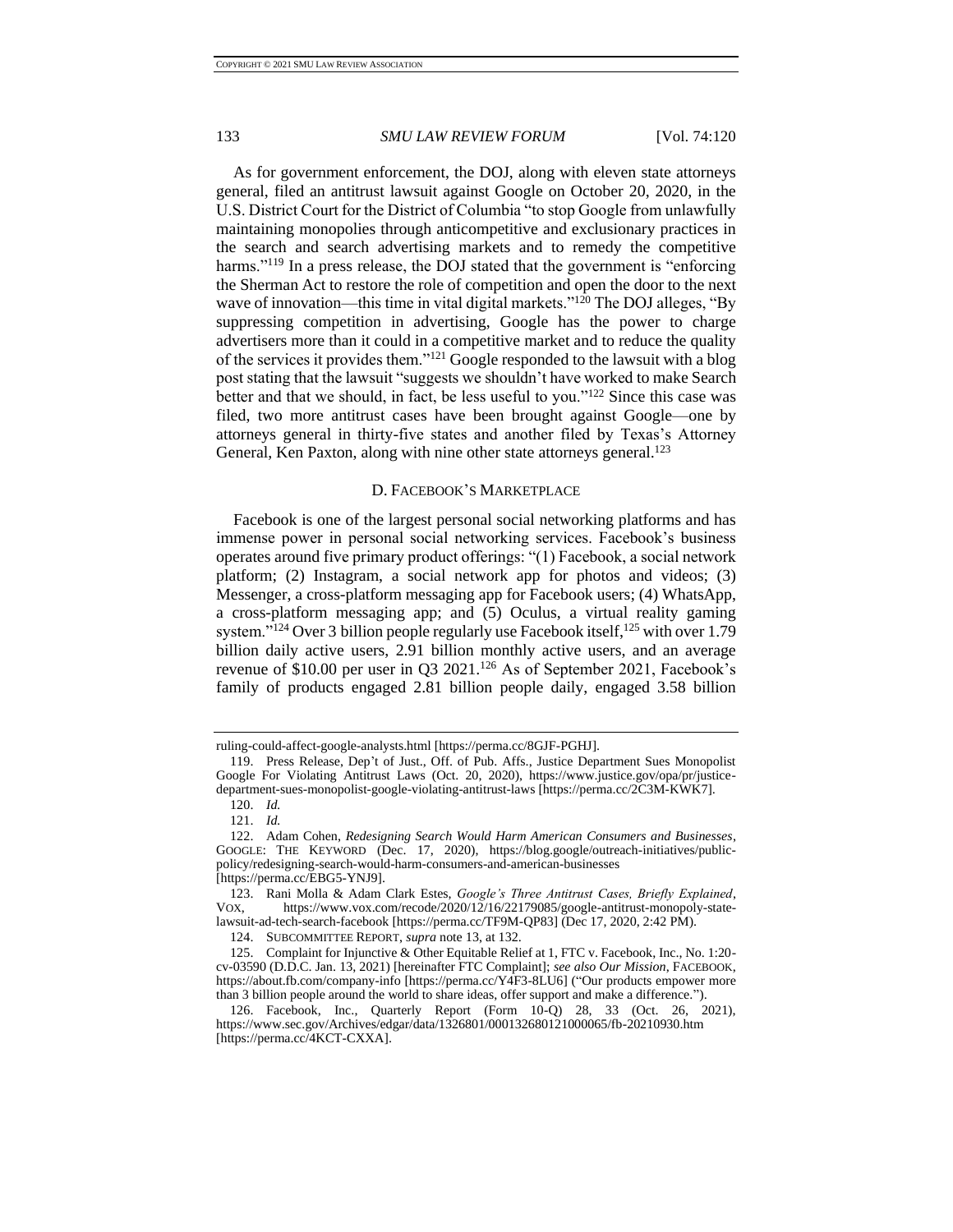As for government enforcement, the DOJ, along with eleven state attorneys general, filed an antitrust lawsuit against Google on October 20, 2020, in the U.S. District Court for the District of Columbia "to stop Google from unlawfully maintaining monopolies through anticompetitive and exclusionary practices in the search and search advertising markets and to remedy the competitive harms."[119] In a press release, the DOJ stated that the government is "enforcing the Sherman Act to restore the role of competition and open the door to the next wave of innovation—this time in vital digital markets."[120] The DOJ alleges, "By suppressing competition in advertising, Google has the power to charge advertisers more than it could in a competitive market and to reduce the quality of the services it provides them."[121] Google responded to the lawsuit with a blog post stating that the lawsuit "suggests we shouldn't have worked to make Search better and that we should, in fact, be less useful to you."[122] Since this case was filed, two more antitrust cases have been brought against Google—one by attorneys general in thirty-five states and another filed by Texas's Attorney General, Ken Paxton, along with nine other state attorneys general.[123]

### D. Facebook's Marketplace

Facebook is one of the largest personal social networking platforms and has immense power in personal social networking services. Facebook's business operates around five primary product offerings: "(1) Facebook, a social network platform; (2) Instagram, a social network app for photos and videos; (3) Messenger, a cross-platform messaging app for Facebook users; (4) WhatsApp, a cross-platform messaging app; and (5) Oculus, a virtual reality gaming system."[124] Over 3 billion people regularly use Facebook itself,[125] with over 1.79 billion daily active users, 2.91 billion monthly active users, and an average revenue of $10.00 per user in Q3 2021.[126] As of September 2021, Facebook's family of products engaged 2.81 billion people daily, engaged 3.58 billion

---

ruling-could-affect-google-analysts.html [https://perma.cc/8GJF-PGHJ].

119. Press Release, Dep't of Just., Off. of Pub. Affs., Justice Department Sues Monopolist Google For Violating Antitrust Laws (Oct. 20, 2020), https://www.justice.gov/opa/pr/justice-department-sues-monopolist-google-violating-antitrust-laws [https://perma.cc/2C3M-KWK7].

120. *Id.*

121. *Id.*

122. Adam Cohen, *Redesigning Search Would Harm American Consumers and Businesses*, GOOGLE: THE KEYWORD (Dec. 17, 2020), https://blog.google/outreach-initiatives/public-policy/redesigning-search-would-harm-consumers-and-american-businesses [https://perma.cc/EBG5-YNJ9].

123. Rani Molla & Adam Clark Estes, *Google's Three Antitrust Cases, Briefly Explained*, VOX, https://www.vox.com/recode/2020/12/16/22179085/google-antitrust-monopoly-state-lawsuit-ad-tech-search-facebook [https://perma.cc/TF9M-QP83] (Dec 17, 2020, 2:42 PM).

124. SUBCOMMITTEE REPORT, *supra* note 13, at 132.

125. Complaint for Injunctive & Other Equitable Relief at 1, FTC v. Facebook, Inc., No. 1:20-cv-03590 (D.D.C. Jan. 13, 2021) [hereinafter FTC Complaint]; *see also Our Mission*, FACEBOOK, https://about.fb.com/company-info [https://perma.cc/Y4F3-8LU6] ("Our products empower more than 3 billion people around the world to share ideas, offer support and make a difference.").

126. Facebook, Inc., Quarterly Report (Form 10-Q) 28, 33 (Oct. 26, 2021), https://www.sec.gov/Archives/edgar/data/1326801/000132680121000065/fb-20210930.htm [https://perma.cc/4KCT-CXXA].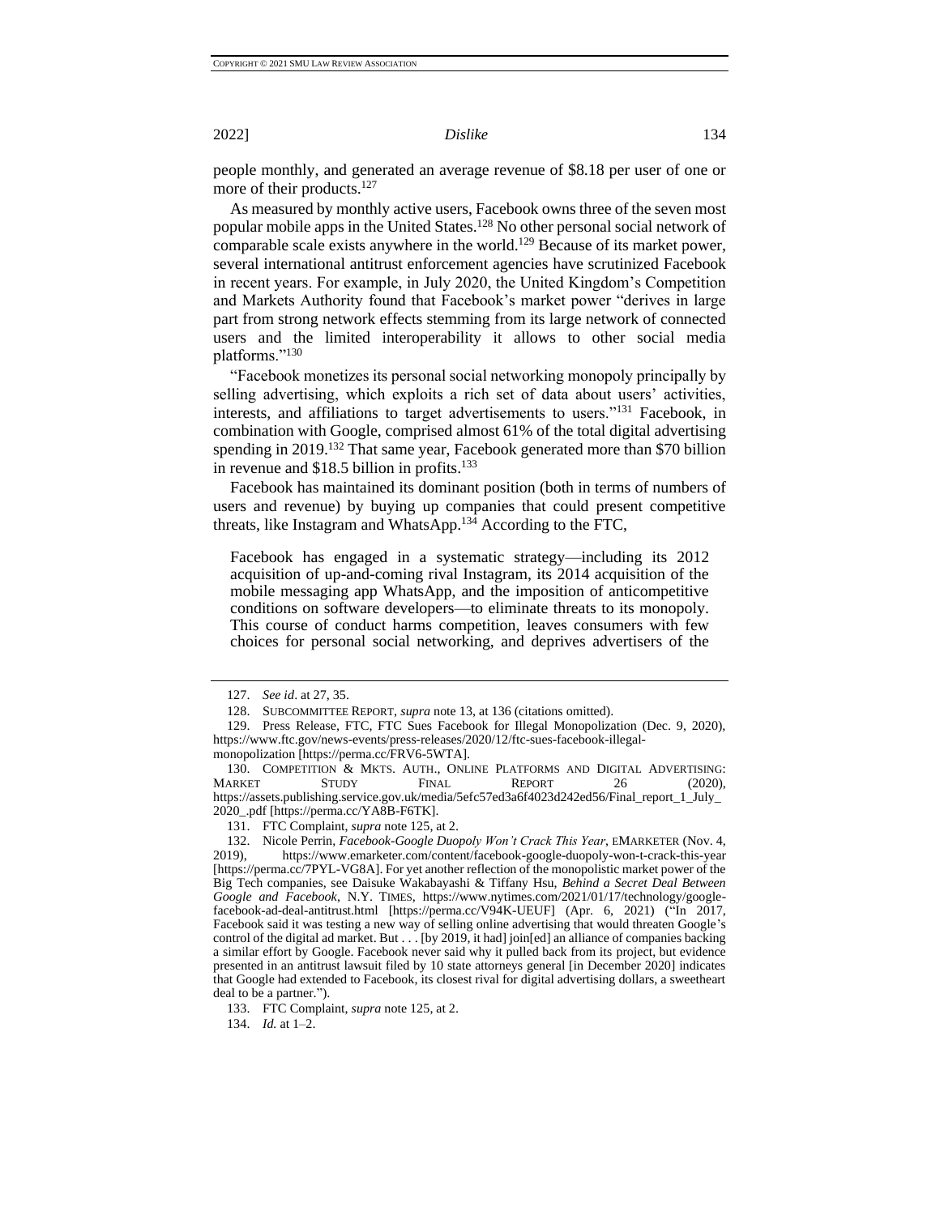people monthly, and generated an average revenue of $8.18 per user of one or more of their products.[127]

As measured by monthly active users, Facebook owns three of the seven most popular mobile apps in the United States.[128] No other personal social network of comparable scale exists anywhere in the world.[129] Because of its market power, several international antitrust enforcement agencies have scrutinized Facebook in recent years. For example, in July 2020, the United Kingdom's Competition and Markets Authority found that Facebook's market power "derives in large part from strong network effects stemming from its large network of connected users and the limited interoperability it allows to other social media platforms."[130]

"Facebook monetizes its personal social networking monopoly principally by selling advertising, which exploits a rich set of data about users' activities, interests, and affiliations to target advertisements to users."[131] Facebook, in combination with Google, comprised almost 61% of the total digital advertising spending in 2019.[132] That same year, Facebook generated more than $70 billion in revenue and $18.5 billion in profits.[133]

Facebook has maintained its dominant position (both in terms of numbers of users and revenue) by buying up companies that could present competitive threats, like Instagram and WhatsApp.[134] According to the FTC,

> Facebook has engaged in a systematic strategy—including its 2012 acquisition of up-and-coming rival Instagram, its 2014 acquisition of the mobile messaging app WhatsApp, and the imposition of anticompetitive conditions on software developers—to eliminate threats to its monopoly. This course of conduct harms competition, leaves consumers with few choices for personal social networking, and deprives advertisers of the

---

127. *See id*. at 27, 35.

128. SUBCOMMITTEE REPORT, *supra* note 13, at 136 (citations omitted).

129. Press Release, FTC, FTC Sues Facebook for Illegal Monopolization (Dec. 9, 2020), https://www.ftc.gov/news-events/press-releases/2020/12/ftc-sues-facebook-illegal-monopolization [https://perma.cc/FRV6-5WTA].

130. COMPETITION & MKTS. AUTH., ONLINE PLATFORMS AND DIGITAL ADVERTISING: MARKET STUDY FINAL REPORT 26 (2020), https://assets.publishing.service.gov.uk/media/5efc57ed3a6f4023d242ed56/Final_report_1_July_2020_.pdf [https://perma.cc/YA8B-F6TK].

131. FTC Complaint, *supra* note 125, at 2.

132. Nicole Perrin, *Facebook-Google Duopoly Won't Crack This Year*, EMARKETER (Nov. 4, 2019), https://www.emarketer.com/content/facebook-google-duopoly-won-t-crack-this-year [https://perma.cc/7PYL-VG8A]. For yet another reflection of the monopolistic market power of the Big Tech companies, see Daisuke Wakabayashi & Tiffany Hsu, *Behind a Secret Deal Between Google and Facebook*, N.Y. TIMES, https://www.nytimes.com/2021/01/17/technology/google-facebook-ad-deal-antitrust.html [https://perma.cc/V94K-UEUF] (Apr. 6, 2021) ("In 2017, Facebook said it was testing a new way of selling online advertising that would threaten Google's control of the digital ad market. But . . . [by 2019, it had] join[ed] an alliance of companies backing a similar effort by Google. Facebook never said why it pulled back from its project, but evidence presented in an antitrust lawsuit filed by 10 state attorneys general [in December 2020] indicates that Google had extended to Facebook, its closest rival for digital advertising dollars, a sweetheart deal to be a partner.").

133. FTC Complaint, *supra* note 125, at 2.

134. *Id.* at 1–2.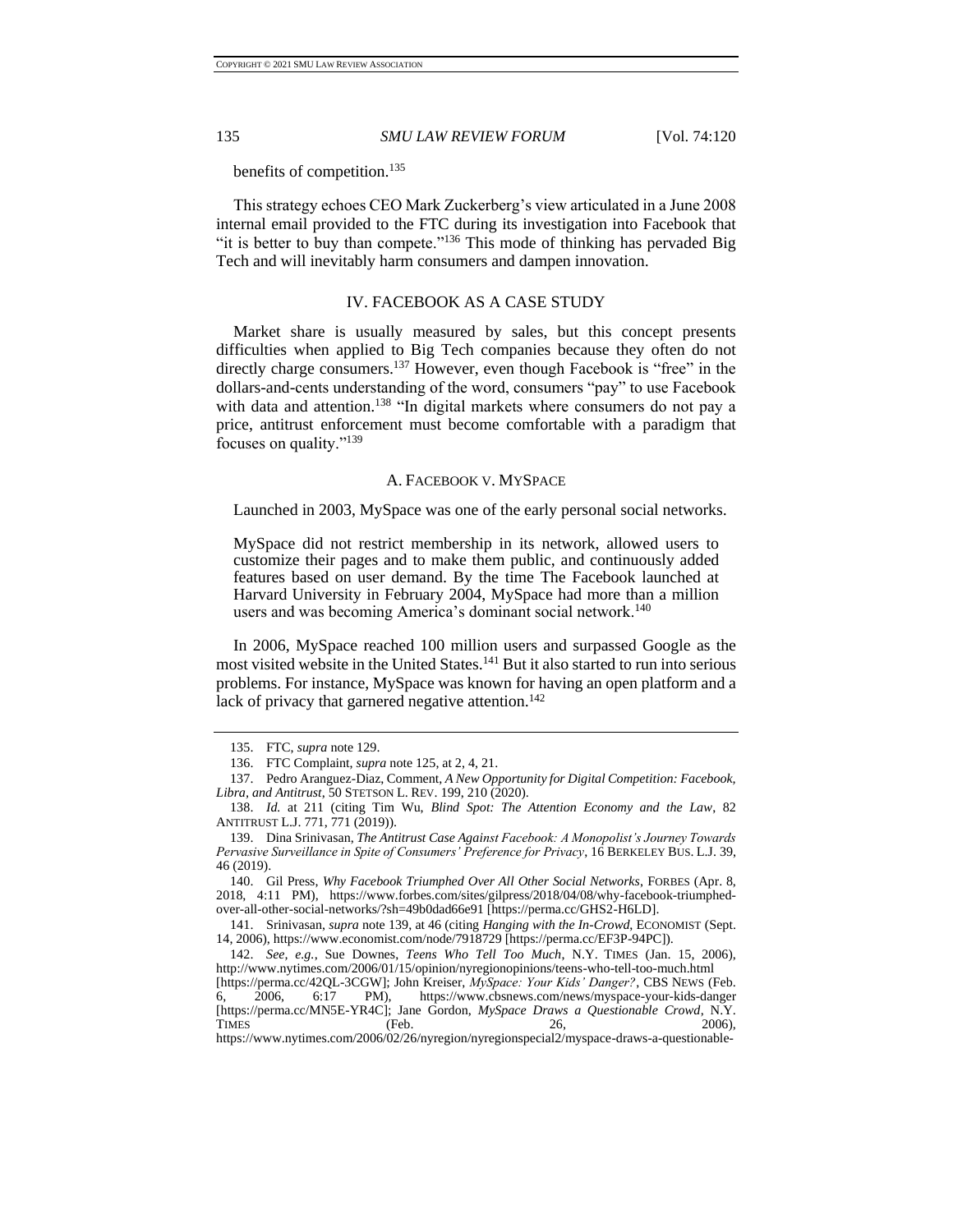benefits of competition.[135]

This strategy echoes CEO Mark Zuckerberg's view articulated in a June 2008 internal email provided to the FTC during its investigation into Facebook that "it is better to buy than compete."[136] This mode of thinking has pervaded Big Tech and will inevitably harm consumers and dampen innovation.

## IV. FACEBOOK AS A CASE STUDY

Market share is usually measured by sales, but this concept presents difficulties when applied to Big Tech companies because they often do not directly charge consumers.[137] However, even though Facebook is "free" in the dollars-and-cents understanding of the word, consumers "pay" to use Facebook with data and attention.[138] "In digital markets where consumers do not pay a price, antitrust enforcement must become comfortable with a paradigm that focuses on quality."[139]

### A. FACEBOOK V. MYSPACE

Launched in 2003, MySpace was one of the early personal social networks.

> MySpace did not restrict membership in its network, allowed users to customize their pages and to make them public, and continuously added features based on user demand. By the time The Facebook launched at Harvard University in February 2004, MySpace had more than a million users and was becoming America's dominant social network.[140]

In 2006, MySpace reached 100 million users and surpassed Google as the most visited website in the United States.[141] But it also started to run into serious problems. For instance, MySpace was known for having an open platform and a lack of privacy that garnered negative attention.[142]

---

135. FTC, *supra* note 129.

136. FTC Complaint, *supra* note 125, at 2, 4, 21.

137. Pedro Aranguez-Diaz, Comment, *A New Opportunity for Digital Competition: Facebook, Libra, and Antitrust*, 50 STETSON L. REV. 199, 210 (2020).

138. *Id.* at 211 (citing Tim Wu, *Blind Spot: The Attention Economy and the Law*, 82 ANTITRUST L.J. 771, 771 (2019)).

139. Dina Srinivasan, *The Antitrust Case Against Facebook: A Monopolist's Journey Towards Pervasive Surveillance in Spite of Consumers' Preference for Privacy*, 16 BERKELEY BUS. L.J. 39, 46 (2019).

140. Gil Press, *Why Facebook Triumphed Over All Other Social Networks*, FORBES (Apr. 8, 2018, 4:11 PM), https://www.forbes.com/sites/gilpress/2018/04/08/why-facebook-triumphed-over-all-other-social-networks/?sh=49b0dad66e91 [https://perma.cc/GHS2-H6LD].

141. Srinivasan, *supra* note 139, at 46 (citing *Hanging with the In-Crowd*, ECONOMIST (Sept. 14, 2006), https://www.economist.com/node/7918729 [https://perma.cc/EF3P-94PC]).

142. *See, e.g.*, Sue Downes, *Teens Who Tell Too Much*, N.Y. TIMES (Jan. 15, 2006), http://www.nytimes.com/2006/01/15/opinion/nyregionopinions/teens-who-tell-too-much.html [https://perma.cc/42QL-3CGW]; John Kreiser, *MySpace: Your Kids' Danger?*, CBS NEWS (Feb. 6, 2006, 6:17 PM), https://www.cbsnews.com/news/myspace-your-kids-danger [https://perma.cc/MN5E-YR4C]; Jane Gordon, *MySpace Draws a Questionable Crowd*, N.Y. TIMES (Feb. 26, 2006), https://www.nytimes.com/2006/02/26/nyregion/nyregionspecial2/myspace-draws-a-questionable-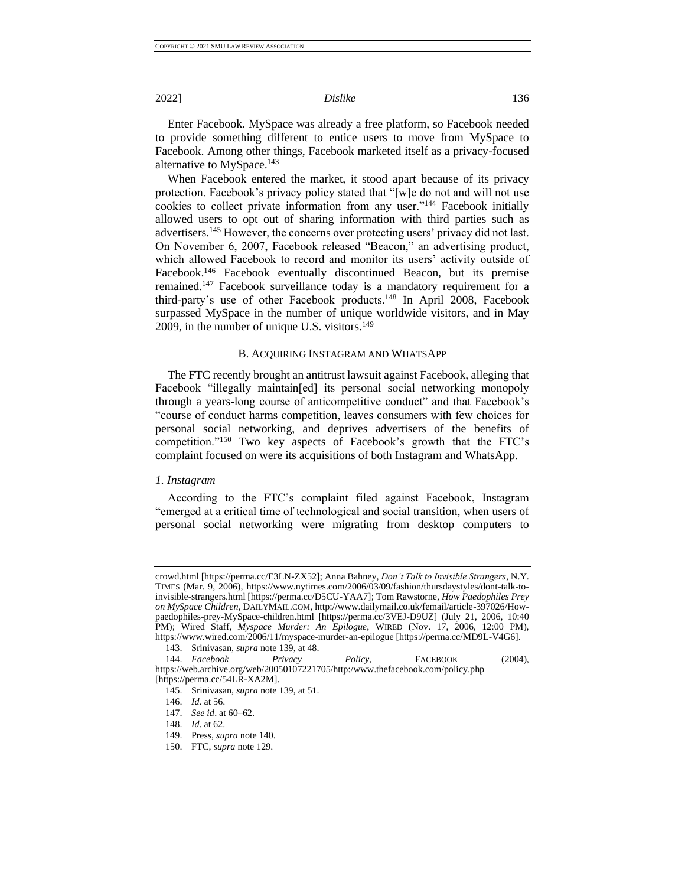Enter Facebook. MySpace was already a free platform, so Facebook needed to provide something different to entice users to move from MySpace to Facebook. Among other things, Facebook marketed itself as a privacy-focused alternative to MySpace.[143]

When Facebook entered the market, it stood apart because of its privacy protection. Facebook's privacy policy stated that "[w]e do not and will not use cookies to collect private information from any user."[144] Facebook initially allowed users to opt out of sharing information with third parties such as advertisers.[145] However, the concerns over protecting users' privacy did not last. On November 6, 2007, Facebook released "Beacon," an advertising product, which allowed Facebook to record and monitor its users' activity outside of Facebook.[146] Facebook eventually discontinued Beacon, but its premise remained.[147] Facebook surveillance today is a mandatory requirement for a third-party's use of other Facebook products.[148] In April 2008, Facebook surpassed MySpace in the number of unique worldwide visitors, and in May 2009, in the number of unique U.S. visitors.[149]

### B. Acquiring Instagram and WhatsApp

The FTC recently brought an antitrust lawsuit against Facebook, alleging that Facebook "illegally maintain[ed] its personal social networking monopoly through a years-long course of anticompetitive conduct" and that Facebook's "course of conduct harms competition, leaves consumers with few choices for personal social networking, and deprives advertisers of the benefits of competition."[150] Two key aspects of Facebook's growth that the FTC's complaint focused on were its acquisitions of both Instagram and WhatsApp.

#### *1. Instagram*

According to the FTC's complaint filed against Facebook, Instagram "emerged at a critical time of technological and social transition, when users of personal social networking were migrating from desktop computers to

---

crowd.html [https://perma.cc/E3LN-ZX52]; Anna Bahney, *Don't Talk to Invisible Strangers*, N.Y. TIMES (Mar. 9, 2006), https://www.nytimes.com/2006/03/09/fashion/thursdaystyles/dont-talk-to-invisible-strangers.html [https://perma.cc/D5CU-YAA7]; Tom Rawstorne, *How Paedophiles Prey on MySpace Children*, DAILYMAIL.COM, http://www.dailymail.co.uk/femail/article-397026/How-paedophiles-prey-MySpace-children.html [https://perma.cc/3VEJ-D9UZ] (July 21, 2006, 10:40 PM); Wired Staff, *Myspace Murder: An Epilogue*, WIRED (Nov. 17, 2006, 12:00 PM), https://www.wired.com/2006/11/myspace-murder-an-epilogue [https://perma.cc/MD9L-V4G6].

143. Srinivasan, *supra* note 139, at 48.

144. *Facebook Privacy Policy*, FACEBOOK (2004), https://web.archive.org/web/20050107221705/http:/www.thefacebook.com/policy.php [https://perma.cc/54LR-XA2M].

145. Srinivasan, *supra* note 139, at 51.

146. *Id.* at 56.

147. *See id*. at 60–62.

148. *Id*. at 62.

149. Press, *supra* note 140.

150. FTC, *supra* note 129.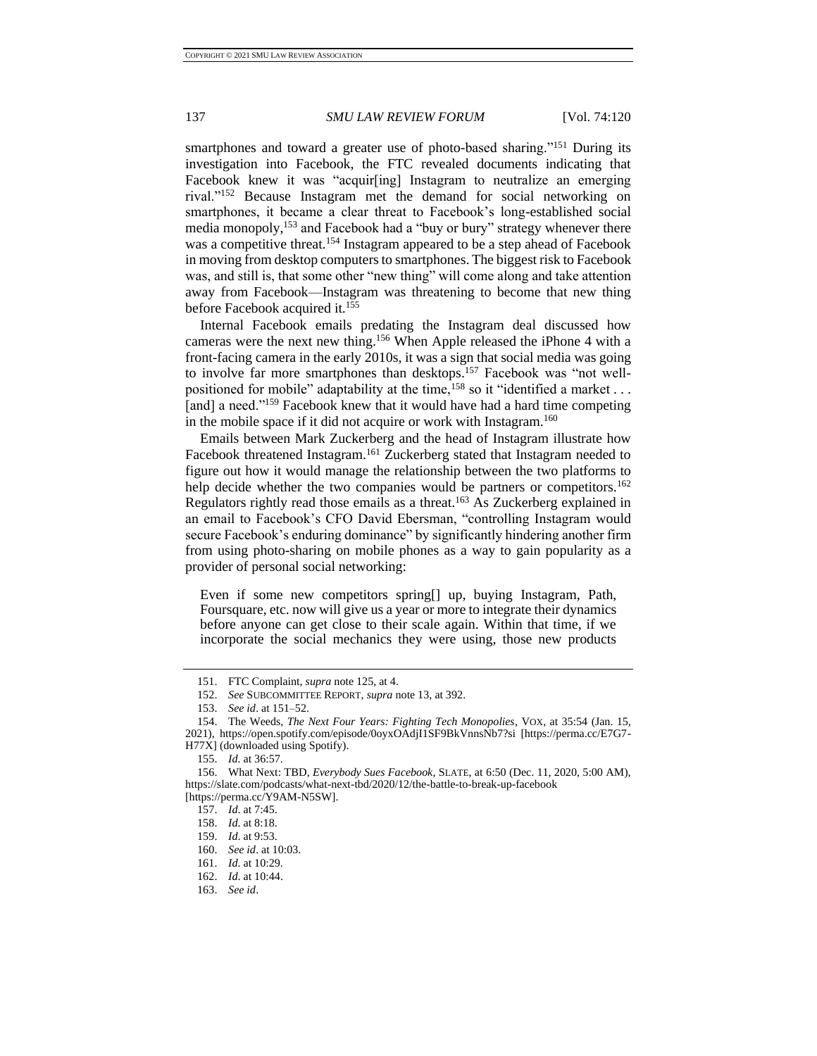smartphones and toward a greater use of photo-based sharing."[151] During its investigation into Facebook, the FTC revealed documents indicating that Facebook knew it was "acquir[ing] Instagram to neutralize an emerging rival."[152] Because Instagram met the demand for social networking on smartphones, it became a clear threat to Facebook's long-established social media monopoly,[153] and Facebook had a "buy or bury" strategy whenever there was a competitive threat.[154] Instagram appeared to be a step ahead of Facebook in moving from desktop computers to smartphones. The biggest risk to Facebook was, and still is, that some other "new thing" will come along and take attention away from Facebook—Instagram was threatening to become that new thing before Facebook acquired it.[155]

Internal Facebook emails predating the Instagram deal discussed how cameras were the next new thing.[156] When Apple released the iPhone 4 with a front-facing camera in the early 2010s, it was a sign that social media was going to involve far more smartphones than desktops.[157] Facebook was "not well-positioned for mobile" adaptability at the time,[158] so it "identified a market . . . [and] a need."[159] Facebook knew that it would have had a hard time competing in the mobile space if it did not acquire or work with Instagram.[160]

Emails between Mark Zuckerberg and the head of Instagram illustrate how Facebook threatened Instagram.[161] Zuckerberg stated that Instagram needed to figure out how it would manage the relationship between the two platforms to help decide whether the two companies would be partners or competitors.[162] Regulators rightly read those emails as a threat.[163] As Zuckerberg explained in an email to Facebook's CFO David Ebersman, "controlling Instagram would secure Facebook's enduring dominance" by significantly hindering another firm from using photo-sharing on mobile phones as a way to gain popularity as a provider of personal social networking:

> Even if some new competitors spring[] up, buying Instagram, Path, Foursquare, etc. now will give us a year or more to integrate their dynamics before anyone can get close to their scale again. Within that time, if we incorporate the social mechanics they were using, those new products

---

151. FTC Complaint, *supra* note 125, at 4.

152. *See* SUBCOMMITTEE REPORT, *supra* note 13, at 392.

153. *See id*. at 151–52.

154. The Weeds, *The Next Four Years: Fighting Tech Monopolies*, VOX, at 35:54 (Jan. 15, 2021), https://open.spotify.com/episode/0oyxOAdjI1SF9BkVnnsNb7?si [https://perma.cc/E7G7-H77X] (downloaded using Spotify).

155. *Id*. at 36:57.

156. What Next: TBD, *Everybody Sues Facebook*, SLATE, at 6:50 (Dec. 11, 2020, 5:00 AM), https://slate.com/podcasts/what-next-tbd/2020/12/the-battle-to-break-up-facebook [https://perma.cc/Y9AM-N5SW].

157. *Id*. at 7:45.

158. *Id*. at 8:18.

159. *Id*. at 9:53.

160. *See id*. at 10:03.

161. *Id*. at 10:29.

162. *Id*. at 10:44.

163. *See id*.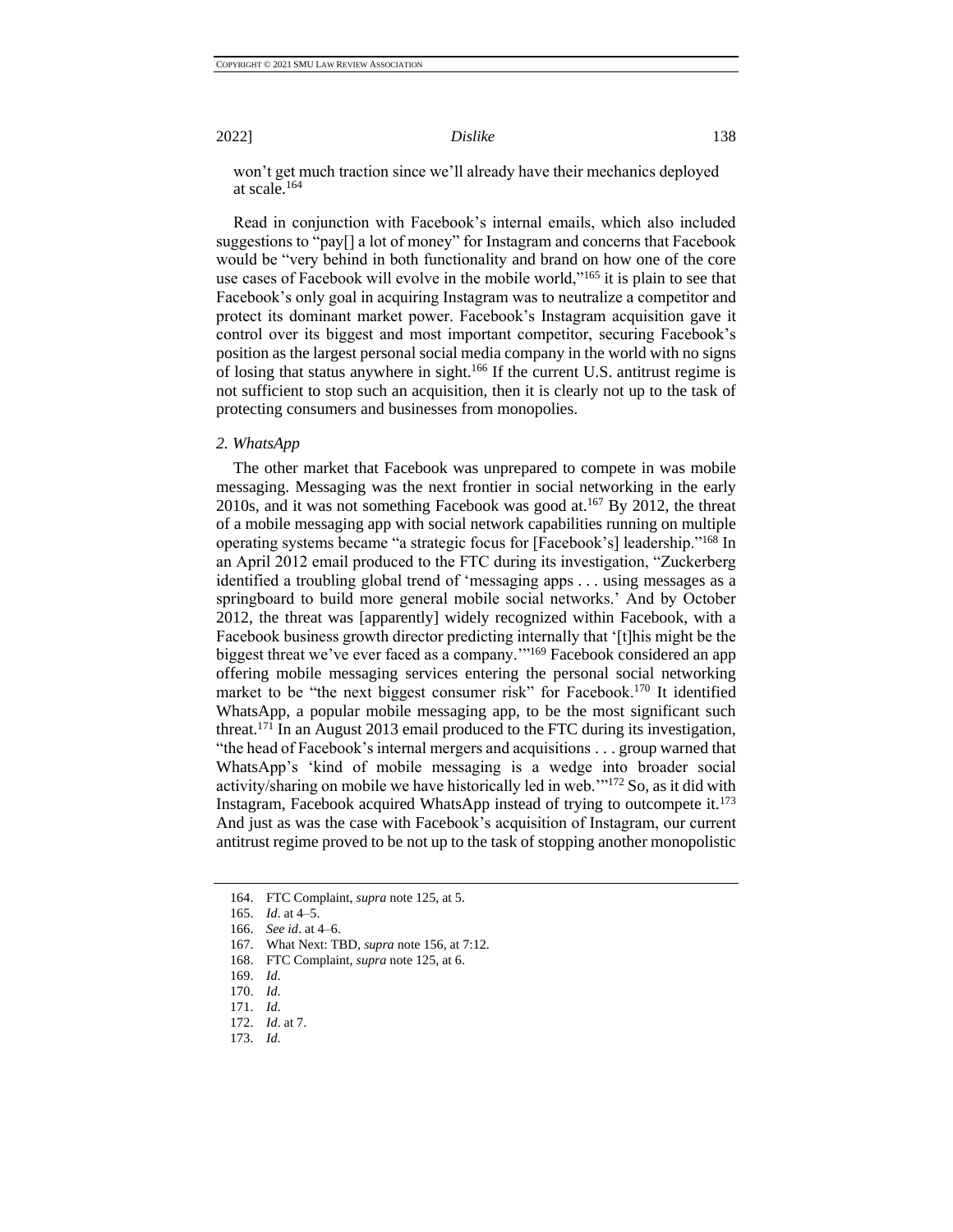won't get much traction since we'll already have their mechanics deployed at scale.[164]

Read in conjunction with Facebook's internal emails, which also included suggestions to "pay[] a lot of money" for Instagram and concerns that Facebook would be "very behind in both functionality and brand on how one of the core use cases of Facebook will evolve in the mobile world,"[165] it is plain to see that Facebook's only goal in acquiring Instagram was to neutralize a competitor and protect its dominant market power. Facebook's Instagram acquisition gave it control over its biggest and most important competitor, securing Facebook's position as the largest personal social media company in the world with no signs of losing that status anywhere in sight.[166] If the current U.S. antitrust regime is not sufficient to stop such an acquisition, then it is clearly not up to the task of protecting consumers and businesses from monopolies.

*2. WhatsApp*

The other market that Facebook was unprepared to compete in was mobile messaging. Messaging was the next frontier in social networking in the early 2010s, and it was not something Facebook was good at.[167] By 2012, the threat of a mobile messaging app with social network capabilities running on multiple operating systems became "a strategic focus for [Facebook's] leadership."[168] In an April 2012 email produced to the FTC during its investigation, "Zuckerberg identified a troubling global trend of 'messaging apps . . . using messages as a springboard to build more general mobile social networks.' And by October 2012, the threat was [apparently] widely recognized within Facebook, with a Facebook business growth director predicting internally that '[t]his might be the biggest threat we've ever faced as a company.'"[169] Facebook considered an app offering mobile messaging services entering the personal social networking market to be "the next biggest consumer risk" for Facebook.[170] It identified WhatsApp, a popular mobile messaging app, to be the most significant such threat.[171] In an August 2013 email produced to the FTC during its investigation, "the head of Facebook's internal mergers and acquisitions . . . group warned that WhatsApp's 'kind of mobile messaging is a wedge into broader social activity/sharing on mobile we have historically led in web.'"[172] So, as it did with Instagram, Facebook acquired WhatsApp instead of trying to outcompete it.[173] And just as was the case with Facebook's acquisition of Instagram, our current antitrust regime proved to be not up to the task of stopping another monopolistic

164. FTC Complaint, *supra* note 125, at 5.

165. *Id*. at 4–5.

166. *See id*. at 4–6.

167. What Next: TBD, *supra* note 156, at 7:12.

168. FTC Complaint, *supra* note 125, at 6.

169. *Id*.

170. *Id*.

171. *Id*.

172. *Id*. at 7.

173. *Id*.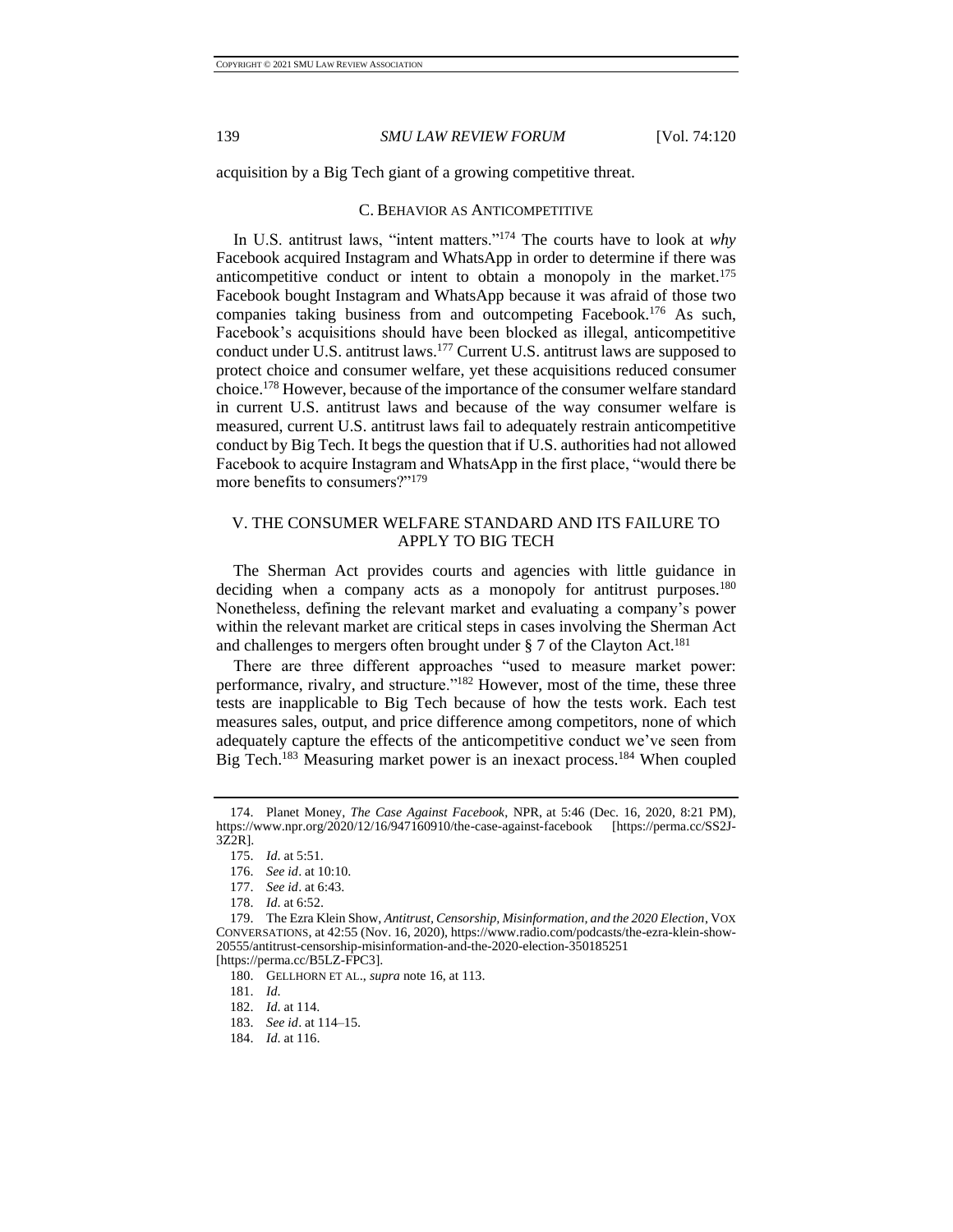acquisition by a Big Tech giant of a growing competitive threat.

### C. Behavior as Anticompetitive

In U.S. antitrust laws, "intent matters."[174] The courts have to look at *why* Facebook acquired Instagram and WhatsApp in order to determine if there was anticompetitive conduct or intent to obtain a monopoly in the market.[175] Facebook bought Instagram and WhatsApp because it was afraid of those two companies taking business from and outcompeting Facebook.[176] As such, Facebook's acquisitions should have been blocked as illegal, anticompetitive conduct under U.S. antitrust laws.[177] Current U.S. antitrust laws are supposed to protect choice and consumer welfare, yet these acquisitions reduced consumer choice.[178] However, because of the importance of the consumer welfare standard in current U.S. antitrust laws and because of the way consumer welfare is measured, current U.S. antitrust laws fail to adequately restrain anticompetitive conduct by Big Tech. It begs the question that if U.S. authorities had not allowed Facebook to acquire Instagram and WhatsApp in the first place, "would there be more benefits to consumers?"[179]

## V. THE CONSUMER WELFARE STANDARD AND ITS FAILURE TO APPLY TO BIG TECH

The Sherman Act provides courts and agencies with little guidance in deciding when a company acts as a monopoly for antitrust purposes.[180] Nonetheless, defining the relevant market and evaluating a company's power within the relevant market are critical steps in cases involving the Sherman Act and challenges to mergers often brought under § 7 of the Clayton Act.[181]

There are three different approaches "used to measure market power: performance, rivalry, and structure."[182] However, most of the time, these three tests are inapplicable to Big Tech because of how the tests work. Each test measures sales, output, and price difference among competitors, none of which adequately capture the effects of the anticompetitive conduct we've seen from Big Tech.[183] Measuring market power is an inexact process.[184] When coupled

---

174. Planet Money, *The Case Against Facebook*, NPR, at 5:46 (Dec. 16, 2020, 8:21 PM), https://www.npr.org/2020/12/16/947160910/the-case-against-facebook [https://perma.cc/SS2J-3Z2R].

175. *Id.* at 5:51.

176. *See id*. at 10:10.

177. *See id*. at 6:43.

178. *Id.* at 6:52.

179. The Ezra Klein Show, *Antitrust, Censorship, Misinformation, and the 2020 Election*, VOX CONVERSATIONS, at 42:55 (Nov. 16, 2020), https://www.radio.com/podcasts/the-ezra-klein-show-20555/antitrust-censorship-misinformation-and-the-2020-election-350185251 [https://perma.cc/B5LZ-FPC3].

180. GELLHORN ET AL., *supra* note 16, at 113.

181. *Id.*

182. *Id.* at 114.

183. *See id*. at 114–15.

184. *Id.* at 116.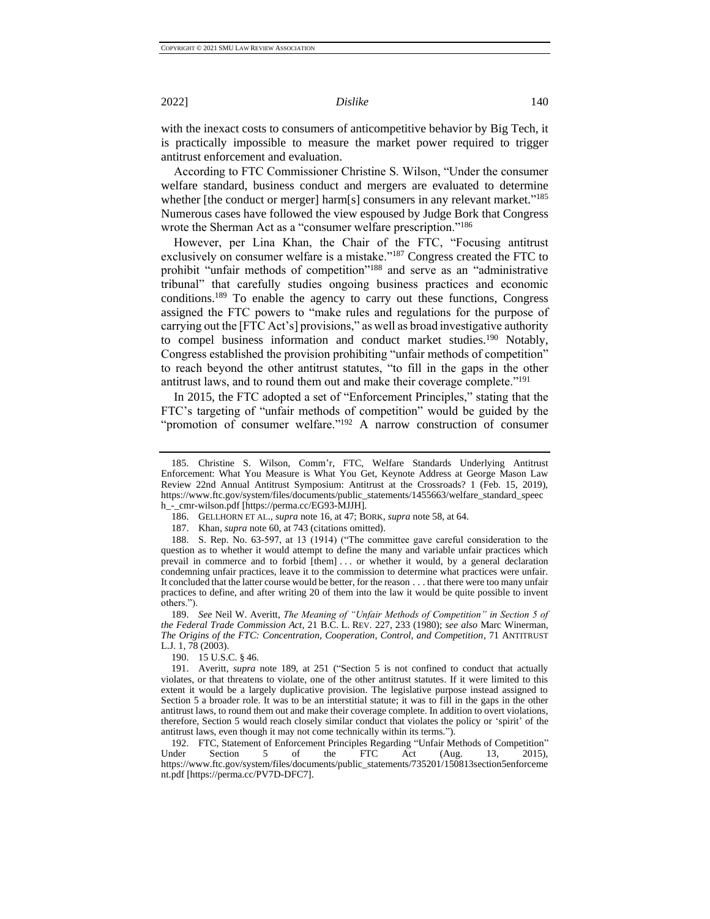with the inexact costs to consumers of anticompetitive behavior by Big Tech, it is practically impossible to measure the market power required to trigger antitrust enforcement and evaluation.

According to FTC Commissioner Christine S. Wilson, "Under the consumer welfare standard, business conduct and mergers are evaluated to determine whether [the conduct or merger] harm[s] consumers in any relevant market."[185] Numerous cases have followed the view espoused by Judge Bork that Congress wrote the Sherman Act as a "consumer welfare prescription."[186]

However, per Lina Khan, the Chair of the FTC, "Focusing antitrust exclusively on consumer welfare is a mistake."[187] Congress created the FTC to prohibit "unfair methods of competition"[188] and serve as an "administrative tribunal" that carefully studies ongoing business practices and economic conditions.[189] To enable the agency to carry out these functions, Congress assigned the FTC powers to "make rules and regulations for the purpose of carrying out the [FTC Act's] provisions," as well as broad investigative authority to compel business information and conduct market studies.[190] Notably, Congress established the provision prohibiting "unfair methods of competition" to reach beyond the other antitrust statutes, "to fill in the gaps in the other antitrust laws, and to round them out and make their coverage complete."[191]

In 2015, the FTC adopted a set of "Enforcement Principles," stating that the FTC's targeting of "unfair methods of competition" would be guided by the "promotion of consumer welfare."[192] A narrow construction of consumer

---

185. Christine S. Wilson, Comm'r, FTC, Welfare Standards Underlying Antitrust Enforcement: What You Measure is What You Get, Keynote Address at George Mason Law Review 22nd Annual Antitrust Symposium: Antitrust at the Crossroads? 1 (Feb. 15, 2019), https://www.ftc.gov/system/files/documents/public_statements/1455663/welfare_standard_speech_-_cmr-wilson.pdf [https://perma.cc/EG93-MJJH].

186. GELLHORN ET AL., *supra* note 16, at 47; BORK, *supra* note 58, at 64.

187. Khan, *supra* note 60, at 743 (citations omitted).

188. S. Rep. No. 63-597, at 13 (1914) ("The committee gave careful consideration to the question as to whether it would attempt to define the many and variable unfair practices which prevail in commerce and to forbid [them] . . . or whether it would, by a general declaration condemning unfair practices, leave it to the commission to determine what practices were unfair. It concluded that the latter course would be better, for the reason . . . that there were too many unfair practices to define, and after writing 20 of them into the law it would be quite possible to invent others.").

189. *See* Neil W. Averitt, *The Meaning of "Unfair Methods of Competition" in Section 5 of the Federal Trade Commission Act*, 21 B.C. L. REV. 227, 233 (1980); *see also* Marc Winerman, *The Origins of the FTC: Concentration, Cooperation, Control, and Competition*, 71 ANTITRUST L.J. 1, 78 (2003).

190. 15 U.S.C. § 46.

191. Averitt, *supra* note 189, at 251 ("Section 5 is not confined to conduct that actually violates, or that threatens to violate, one of the other antitrust statutes. If it were limited to this extent it would be a largely duplicative provision. The legislative purpose instead assigned to Section 5 a broader role. It was to be an interstitial statute; it was to fill in the gaps in the other antitrust laws, to round them out and make their coverage complete. In addition to overt violations, therefore, Section 5 would reach closely similar conduct that violates the policy or 'spirit' of the antitrust laws, even though it may not come technically within its terms.").

192. FTC, Statement of Enforcement Principles Regarding "Unfair Methods of Competition" Under Section 5 of the FTC Act (Aug. 13, 2015), https://www.ftc.gov/system/files/documents/public_statements/735201/150813section5enforcement.pdf [https://perma.cc/PV7D-DFC7].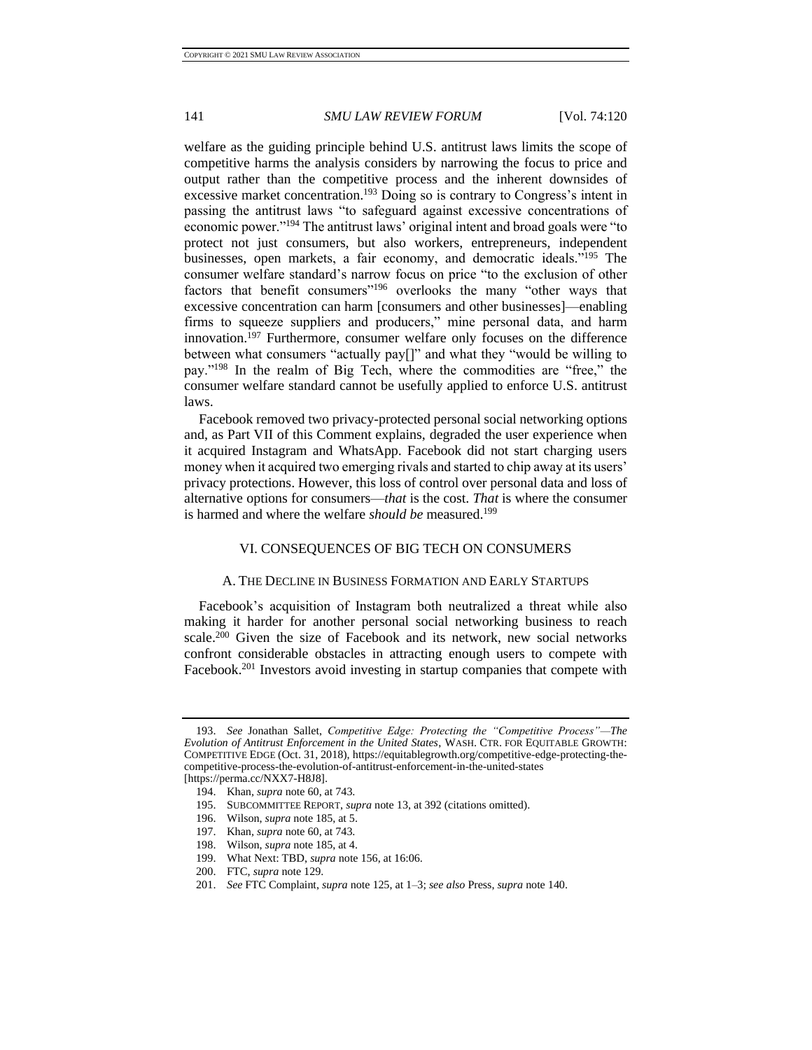welfare as the guiding principle behind U.S. antitrust laws limits the scope of competitive harms the analysis considers by narrowing the focus to price and output rather than the competitive process and the inherent downsides of excessive market concentration.[193] Doing so is contrary to Congress's intent in passing the antitrust laws "to safeguard against excessive concentrations of economic power."[194] The antitrust laws' original intent and broad goals were "to protect not just consumers, but also workers, entrepreneurs, independent businesses, open markets, a fair economy, and democratic ideals."[195] The consumer welfare standard's narrow focus on price "to the exclusion of other factors that benefit consumers"[196] overlooks the many "other ways that excessive concentration can harm [consumers and other businesses]—enabling firms to squeeze suppliers and producers," mine personal data, and harm innovation.[197] Furthermore, consumer welfare only focuses on the difference between what consumers "actually pay[]" and what they "would be willing to pay."[198] In the realm of Big Tech, where the commodities are "free," the consumer welfare standard cannot be usefully applied to enforce U.S. antitrust laws.

Facebook removed two privacy-protected personal social networking options and, as Part VII of this Comment explains, degraded the user experience when it acquired Instagram and WhatsApp. Facebook did not start charging users money when it acquired two emerging rivals and started to chip away at its users' privacy protections. However, this loss of control over personal data and loss of alternative options for consumers—*that* is the cost. *That* is where the consumer is harmed and where the welfare *should be* measured.[199]

## VI. CONSEQUENCES OF BIG TECH ON CONSUMERS

### A. The Decline in Business Formation and Early Startups

Facebook's acquisition of Instagram both neutralized a threat while also making it harder for another personal social networking business to reach scale.[200] Given the size of Facebook and its network, new social networks confront considerable obstacles in attracting enough users to compete with Facebook.[201] Investors avoid investing in startup companies that compete with

---

193. *See* Jonathan Sallet, *Competitive Edge: Protecting the "Competitive Process"—The Evolution of Antitrust Enforcement in the United States*, WASH. CTR. FOR EQUITABLE GROWTH: COMPETITIVE EDGE (Oct. 31, 2018), https://equitablegrowth.org/competitive-edge-protecting-the-competitive-process-the-evolution-of-antitrust-enforcement-in-the-united-states [https://perma.cc/NXX7-H8J8].

194. Khan, *supra* note 60, at 743.

195. SUBCOMMITTEE REPORT, *supra* note 13, at 392 (citations omitted).

196. Wilson, *supra* note 185, at 5.

197. Khan, *supra* note 60, at 743.

198. Wilson, *supra* note 185, at 4.

199. What Next: TBD, *supra* note 156, at 16:06.

200. FTC, *supra* note 129.

201. *See* FTC Complaint, *supra* note 125, at 1–3; *see also* Press, *supra* note 140.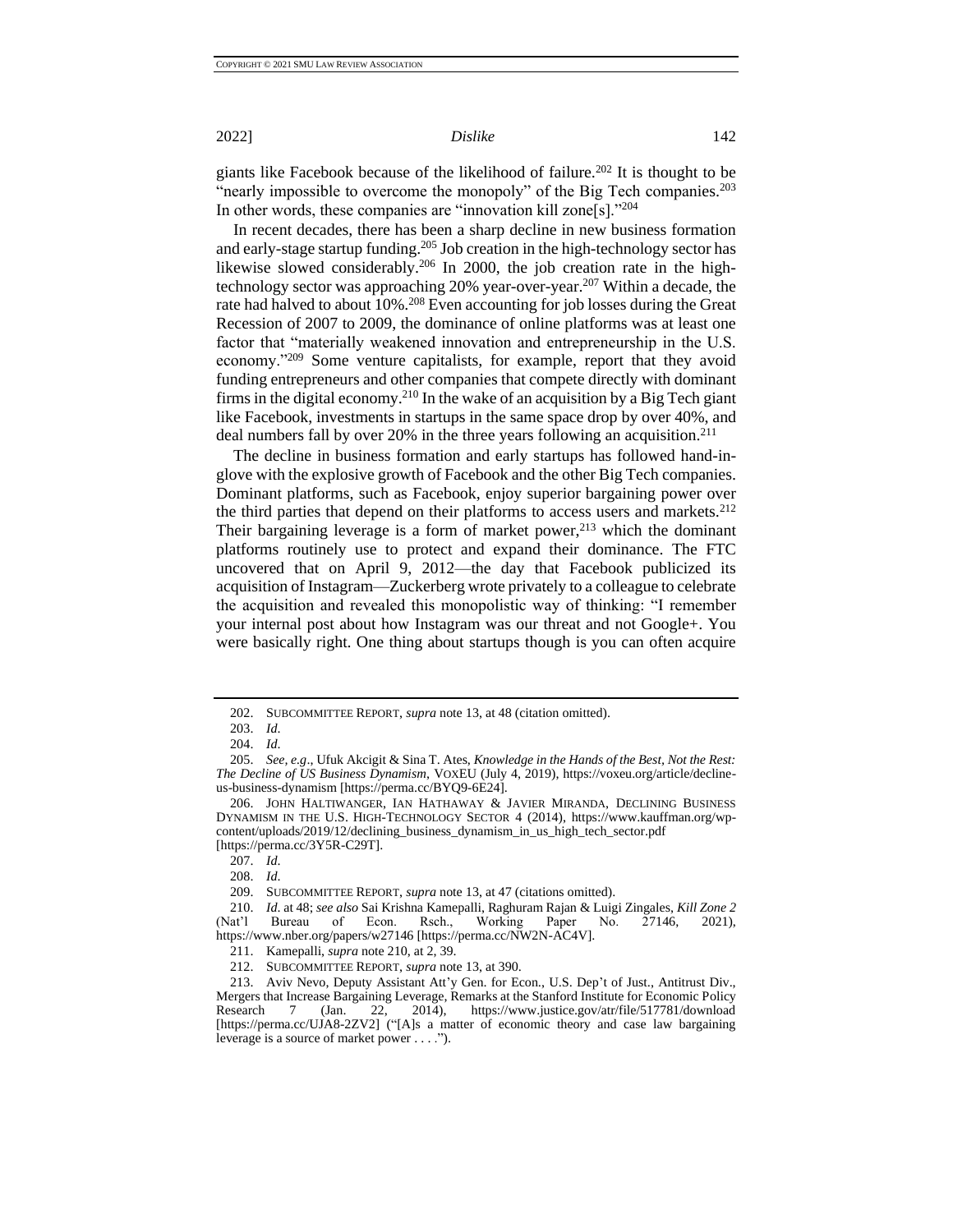giants like Facebook because of the likelihood of failure.[202] It is thought to be "nearly impossible to overcome the monopoly" of the Big Tech companies.[203] In other words, these companies are "innovation kill zone[s]."[204]

In recent decades, there has been a sharp decline in new business formation and early-stage startup funding.[205] Job creation in the high-technology sector has likewise slowed considerably.[206] In 2000, the job creation rate in the high-technology sector was approaching 20% year-over-year.[207] Within a decade, the rate had halved to about 10%.[208] Even accounting for job losses during the Great Recession of 2007 to 2009, the dominance of online platforms was at least one factor that "materially weakened innovation and entrepreneurship in the U.S. economy."[209] Some venture capitalists, for example, report that they avoid funding entrepreneurs and other companies that compete directly with dominant firms in the digital economy.[210] In the wake of an acquisition by a Big Tech giant like Facebook, investments in startups in the same space drop by over 40%, and deal numbers fall by over 20% in the three years following an acquisition.[211]

The decline in business formation and early startups has followed hand-in-glove with the explosive growth of Facebook and the other Big Tech companies. Dominant platforms, such as Facebook, enjoy superior bargaining power over the third parties that depend on their platforms to access users and markets.[212] Their bargaining leverage is a form of market power,[213] which the dominant platforms routinely use to protect and expand their dominance. The FTC uncovered that on April 9, 2012—the day that Facebook publicized its acquisition of Instagram—Zuckerberg wrote privately to a colleague to celebrate the acquisition and revealed this monopolistic way of thinking: "I remember your internal post about how Instagram was our threat and not Google+. You were basically right. One thing about startups though is you can often acquire

---

202. SUBCOMMITTEE REPORT, *supra* note 13, at 48 (citation omitted).

203. *Id.*

204. *Id.*

205. *See, e.g.*, Ufuk Akcigit & Sina T. Ates, *Knowledge in the Hands of the Best, Not the Rest: The Decline of US Business Dynamism*, VOXEU (July 4, 2019), https://voxeu.org/article/decline-us-business-dynamism [https://perma.cc/BYQ9-6E24].

206. JOHN HALTIWANGER, IAN HATHAWAY & JAVIER MIRANDA, DECLINING BUSINESS DYNAMISM IN THE U.S. HIGH-TECHNOLOGY SECTOR 4 (2014), https://www.kauffman.org/wp-content/uploads/2019/12/declining_business_dynamism_in_us_high_tech_sector.pdf [https://perma.cc/3Y5R-C29T].

207. *Id.*

208. *Id.*

209. SUBCOMMITTEE REPORT, *supra* note 13, at 47 (citations omitted).

210. *Id.* at 48; *see also* Sai Krishna Kamepalli, Raghuram Rajan & Luigi Zingales, *Kill Zone* 2 (Nat'l Bureau of Econ. Rsch., Working Paper No. 27146, 2021), https://www.nber.org/papers/w27146 [https://perma.cc/NW2N-AC4V].

211. Kamepalli, *supra* note 210, at 2, 39.

212. SUBCOMMITTEE REPORT, *supra* note 13, at 390.

213. Aviv Nevo, Deputy Assistant Att'y Gen. for Econ., U.S. Dep't of Just., Antitrust Div., Mergers that Increase Bargaining Leverage, Remarks at the Stanford Institute for Economic Policy Research 7 (Jan. 22, 2014), https://www.justice.gov/atr/file/517781/download [https://perma.cc/UJA8-2ZV2] ("[A]s a matter of economic theory and case law bargaining leverage is a source of market power . . . .").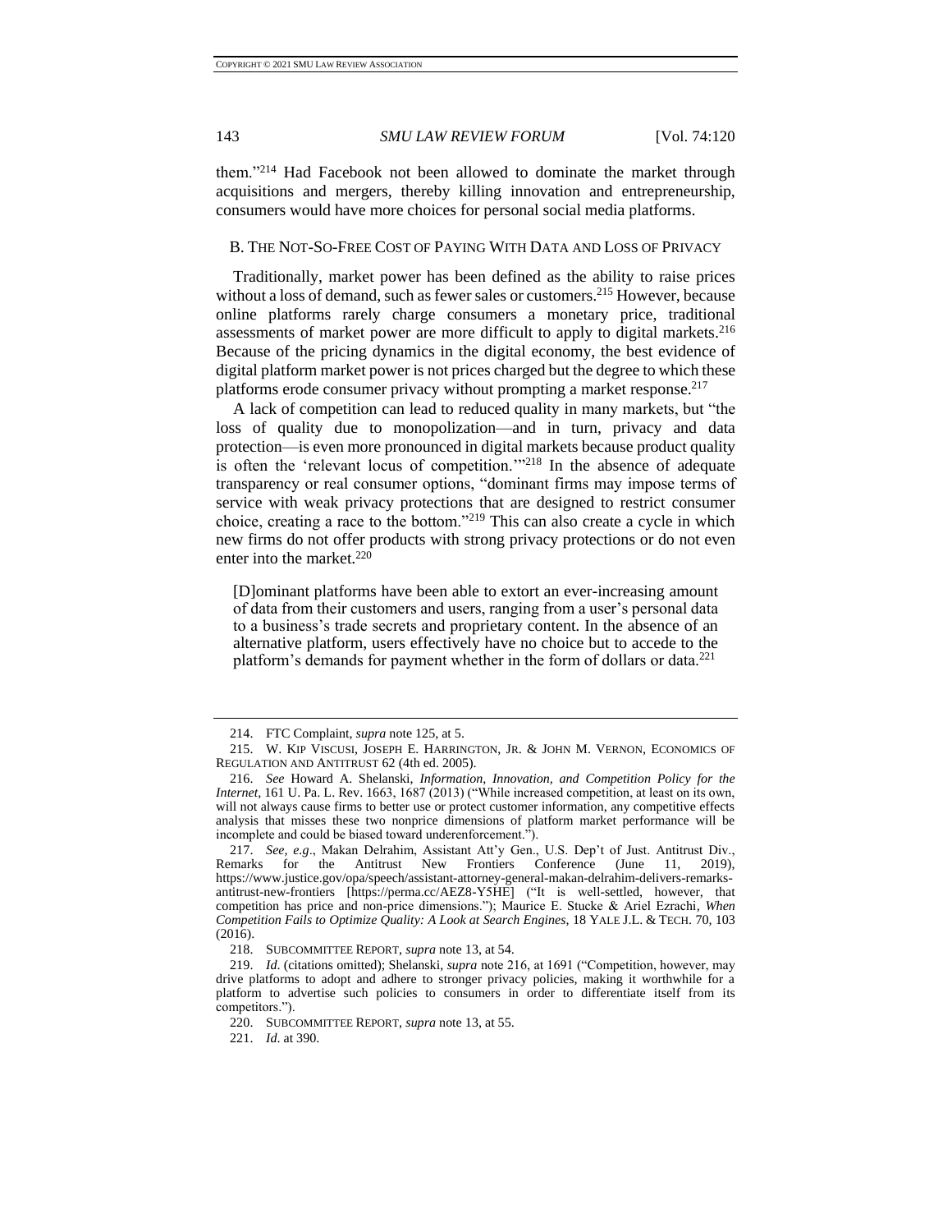them."[214] Had Facebook not been allowed to dominate the market through acquisitions and mergers, thereby killing innovation and entrepreneurship, consumers would have more choices for personal social media platforms.

### B. The Not-So-Free Cost of Paying With Data and Loss of Privacy

Traditionally, market power has been defined as the ability to raise prices without a loss of demand, such as fewer sales or customers.[215] However, because online platforms rarely charge consumers a monetary price, traditional assessments of market power are more difficult to apply to digital markets.[216] Because of the pricing dynamics in the digital economy, the best evidence of digital platform market power is not prices charged but the degree to which these platforms erode consumer privacy without prompting a market response.[217]

A lack of competition can lead to reduced quality in many markets, but "the loss of quality due to monopolization—and in turn, privacy and data protection—is even more pronounced in digital markets because product quality is often the 'relevant locus of competition.'"[218] In the absence of adequate transparency or real consumer options, "dominant firms may impose terms of service with weak privacy protections that are designed to restrict consumer choice, creating a race to the bottom."[219] This can also create a cycle in which new firms do not offer products with strong privacy protections or do not even enter into the market.[220]

> [D]ominant platforms have been able to extort an ever-increasing amount of data from their customers and users, ranging from a user's personal data to a business's trade secrets and proprietary content. In the absence of an alternative platform, users effectively have no choice but to accede to the platform's demands for payment whether in the form of dollars or data.[221]

---

214. FTC Complaint, *supra* note 125, at 5.

215. W. Kip Viscusi, Joseph E. Harrington, Jr. & John M. Vernon, Economics of Regulation and Antitrust 62 (4th ed. 2005).

216. *See* Howard A. Shelanski, *Information, Innovation, and Competition Policy for the Internet*, 161 U. Pa. L. Rev. 1663, 1687 (2013) ("While increased competition, at least on its own, will not always cause firms to better use or protect customer information, any competitive effects analysis that misses these two nonprice dimensions of platform market performance will be incomplete and could be biased toward underenforcement.").

217. *See, e.g.*, Makan Delrahim, Assistant Att'y Gen., U.S. Dep't of Just. Antitrust Div., Remarks for the Antitrust New Frontiers Conference (June 11, 2019), https://www.justice.gov/opa/speech/assistant-attorney-general-makan-delrahim-delivers-remarks-antitrust-new-frontiers [https://perma.cc/AEZ8-Y5HE] ("It is well-settled, however, that competition has price and non-price dimensions."); Maurice E. Stucke & Ariel Ezrachi, *When Competition Fails to Optimize Quality: A Look at Search Engines*, 18 Yale J.L. & Tech. 70, 103 (2016).

218. Subcommittee Report, *supra* note 13, at 54.

219. *Id.* (citations omitted); Shelanski, *supra* note 216, at 1691 ("Competition, however, may drive platforms to adopt and adhere to stronger privacy policies, making it worthwhile for a platform to advertise such policies to consumers in order to differentiate itself from its competitors.").

220. Subcommittee Report, *supra* note 13, at 55.

221. *Id.* at 390.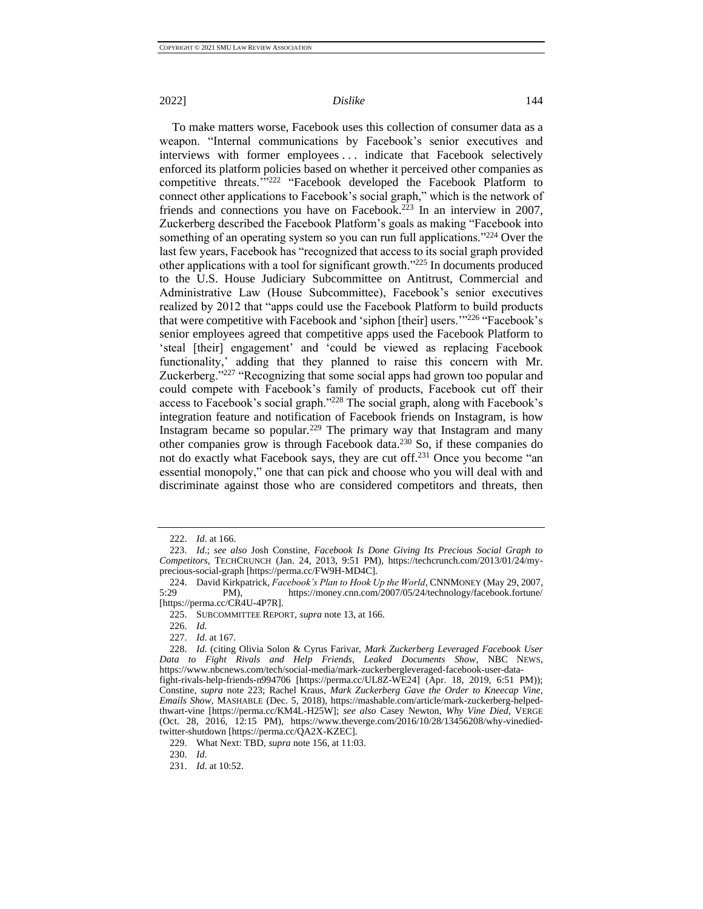To make matters worse, Facebook uses this collection of consumer data as a weapon. "Internal communications by Facebook's senior executives and interviews with former employees . . . indicate that Facebook selectively enforced its platform policies based on whether it perceived other companies as competitive threats.'"[222] "Facebook developed the Facebook Platform to connect other applications to Facebook's social graph," which is the network of friends and connections you have on Facebook.[223] In an interview in 2007, Zuckerberg described the Facebook Platform's goals as making "Facebook into something of an operating system so you can run full applications."[224] Over the last few years, Facebook has "recognized that access to its social graph provided other applications with a tool for significant growth."[225] In documents produced to the U.S. House Judiciary Subcommittee on Antitrust, Commercial and Administrative Law (House Subcommittee), Facebook's senior executives realized by 2012 that "apps could use the Facebook Platform to build products that were competitive with Facebook and 'siphon [their] users.'"[226] "Facebook's senior employees agreed that competitive apps used the Facebook Platform to 'steal [their] engagement' and 'could be viewed as replacing Facebook functionality,' adding that they planned to raise this concern with Mr. Zuckerberg."[227] "Recognizing that some social apps had grown too popular and could compete with Facebook's family of products, Facebook cut off their access to Facebook's social graph."[228] The social graph, along with Facebook's integration feature and notification of Facebook friends on Instagram, is how Instagram became so popular.[229] The primary way that Instagram and many other companies grow is through Facebook data.[230] So, if these companies do not do exactly what Facebook says, they are cut off.[231] Once you become "an essential monopoly," one that can pick and choose who you will deal with and discriminate against those who are considered competitors and threats, then

---

222. *Id*. at 166.

223. *Id*.; *see also* Josh Constine, *Facebook Is Done Giving Its Precious Social Graph to Competitors*, TECHCRUNCH (Jan. 24, 2013, 9:51 PM), https://techcrunch.com/2013/01/24/my-precious-social-graph [https://perma.cc/FW9H-MD4C].

224. David Kirkpatrick, *Facebook's Plan to Hook Up the World*, CNNMONEY (May 29, 2007, 5:29 PM), https://money.cnn.com/2007/05/24/technology/facebook.fortune/ [https://perma.cc/CR4U-4P7R].

225. SUBCOMMITTEE REPORT, *supra* note 13, at 166.

226. *Id*.

227. *Id*. at 167.

228. *Id*. (citing Olivia Solon & Cyrus Farivar, *Mark Zuckerberg Leveraged Facebook User Data to Fight Rivals and Help Friends, Leaked Documents Show*, NBC NEWS, https://www.nbcnews.com/tech/social-media/mark-zuckerbergleveraged-facebook-user-data-fight-rivals-help-friends-n994706 [https://perma.cc/UL8Z-WE24] (Apr. 18, 2019, 6:51 PM)); Constine, *supra* note 223; Rachel Kraus, *Mark Zuckerberg Gave the Order to Kneecap Vine, Emails Show*, MASHABLE (Dec. 5, 2018), https://mashable.com/article/mark-zuckerberg-helped-thwart-vine [https://perma.cc/KM4L-H25W]; *see also* Casey Newton, *Why Vine Died*, VERGE (Oct. 28, 2016, 12:15 PM), https://www.theverge.com/2016/10/28/13456208/why-vinedied-twitter-shutdown [https://perma.cc/QA2X-KZEC].

229. What Next: TBD, *supra* note 156, at 11:03.

230. *Id*.

231. *Id*. at 10:52.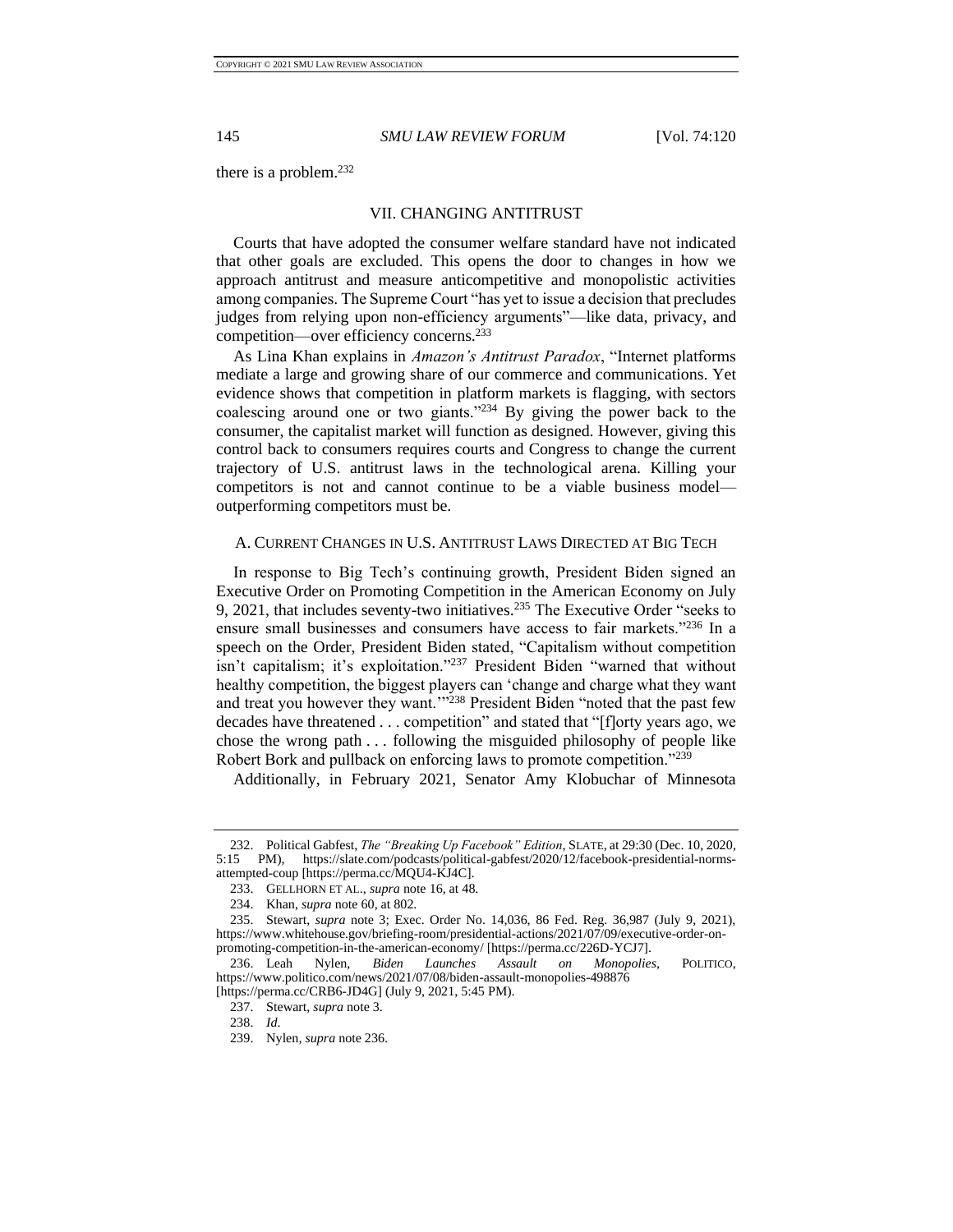there is a problem.[232]

## VII. CHANGING ANTITRUST

Courts that have adopted the consumer welfare standard have not indicated that other goals are excluded. This opens the door to changes in how we approach antitrust and measure anticompetitive and monopolistic activities among companies. The Supreme Court "has yet to issue a decision that precludes judges from relying upon non-efficiency arguments"—like data, privacy, and competition—over efficiency concerns.[233]

As Lina Khan explains in *Amazon's Antitrust Paradox*, "Internet platforms mediate a large and growing share of our commerce and communications. Yet evidence shows that competition in platform markets is flagging, with sectors coalescing around one or two giants."[234] By giving the power back to the consumer, the capitalist market will function as designed. However, giving this control back to consumers requires courts and Congress to change the current trajectory of U.S. antitrust laws in the technological arena. Killing your competitors is not and cannot continue to be a viable business model—outperforming competitors must be.

### A. Current Changes in U.S. Antitrust Laws Directed at Big Tech

In response to Big Tech's continuing growth, President Biden signed an Executive Order on Promoting Competition in the American Economy on July 9, 2021, that includes seventy-two initiatives.[235] The Executive Order "seeks to ensure small businesses and consumers have access to fair markets."[236] In a speech on the Order, President Biden stated, "Capitalism without competition isn't capitalism; it's exploitation."[237] President Biden "warned that without healthy competition, the biggest players can 'change and charge what they want and treat you however they want.'"[238] President Biden "noted that the past few decades have threatened . . . competition" and stated that "[f]orty years ago, we chose the wrong path . . . following the misguided philosophy of people like Robert Bork and pullback on enforcing laws to promote competition."[239]

Additionally, in February 2021, Senator Amy Klobuchar of Minnesota

---

232. Political Gabfest, *The "Breaking Up Facebook" Edition*, SLATE, at 29:30 (Dec. 10, 2020, 5:15 PM), https://slate.com/podcasts/political-gabfest/2020/12/facebook-presidential-norms-attempted-coup [https://perma.cc/MQU4-KJ4C].

233. GELLHORN ET AL., *supra* note 16, at 48.

234. Khan, *supra* note 60, at 802.

235. Stewart, *supra* note 3; Exec. Order No. 14,036, 86 Fed. Reg. 36,987 (July 9, 2021), https://www.whitehouse.gov/briefing-room/presidential-actions/2021/07/09/executive-order-on-promoting-competition-in-the-american-economy/ [https://perma.cc/226D-YCJ7].

236. Leah Nylen, *Biden Launches Assault on Monopolies*, POLITICO, https://www.politico.com/news/2021/07/08/biden-assault-monopolies-498876 [https://perma.cc/CRB6-JD4G] (July 9, 2021, 5:45 PM).

237. Stewart, *supra* note 3.

238. *Id*.

239. Nylen, *supra* note 236.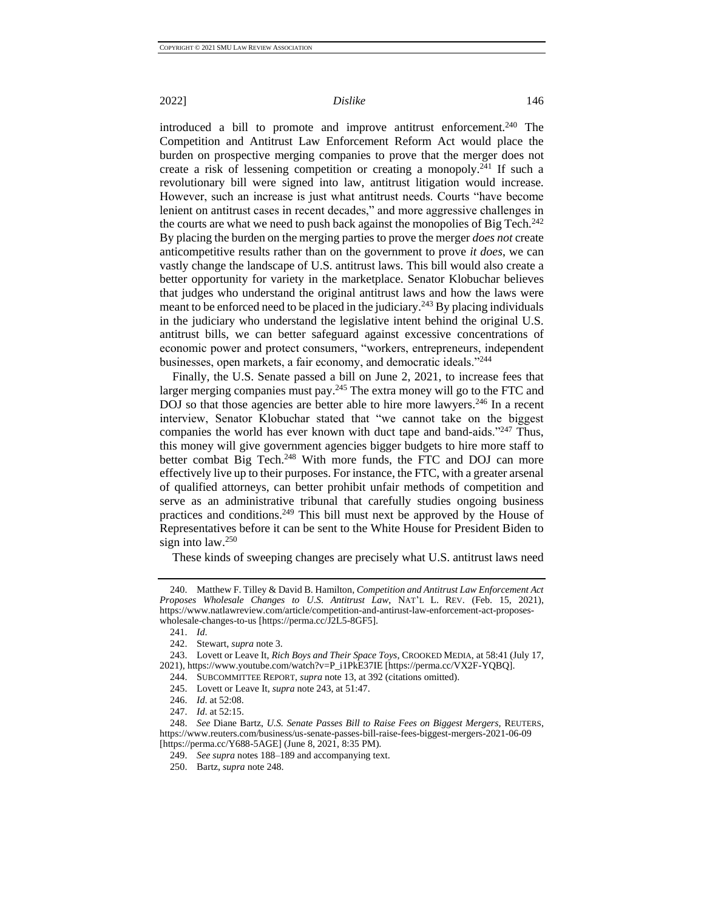introduced a bill to promote and improve antitrust enforcement.[240] The Competition and Antitrust Law Enforcement Reform Act would place the burden on prospective merging companies to prove that the merger does not create a risk of lessening competition or creating a monopoly.[241] If such a revolutionary bill were signed into law, antitrust litigation would increase. However, such an increase is just what antitrust needs. Courts "have become lenient on antitrust cases in recent decades," and more aggressive challenges in the courts are what we need to push back against the monopolies of Big Tech.[242] By placing the burden on the merging parties to prove the merger *does not* create anticompetitive results rather than on the government to prove *it does*, we can vastly change the landscape of U.S. antitrust laws. This bill would also create a better opportunity for variety in the marketplace. Senator Klobuchar believes that judges who understand the original antitrust laws and how the laws were meant to be enforced need to be placed in the judiciary.[243] By placing individuals in the judiciary who understand the legislative intent behind the original U.S. antitrust bills, we can better safeguard against excessive concentrations of economic power and protect consumers, "workers, entrepreneurs, independent businesses, open markets, a fair economy, and democratic ideals."[244]

Finally, the U.S. Senate passed a bill on June 2, 2021, to increase fees that larger merging companies must pay.[245] The extra money will go to the FTC and DOJ so that those agencies are better able to hire more lawyers.[246] In a recent interview, Senator Klobuchar stated that "we cannot take on the biggest companies the world has ever known with duct tape and band-aids."[247] Thus, this money will give government agencies bigger budgets to hire more staff to better combat Big Tech.[248] With more funds, the FTC and DOJ can more effectively live up to their purposes. For instance, the FTC, with a greater arsenal of qualified attorneys, can better prohibit unfair methods of competition and serve as an administrative tribunal that carefully studies ongoing business practices and conditions.[249] This bill must next be approved by the House of Representatives before it can be sent to the White House for President Biden to sign into law.[250]

These kinds of sweeping changes are precisely what U.S. antitrust laws need

---

240. Matthew F. Tilley & David B. Hamilton, *Competition and Antitrust Law Enforcement Act Proposes Wholesale Changes to U.S. Antitrust Law*, NAT'L L. REV. (Feb. 15, 2021), https://www.natlawreview.com/article/competition-and-antirust-law-enforcement-act-proposes-wholesale-changes-to-us [https://perma.cc/J2L5-8GF5].

241. *Id.*

242. Stewart, *supra* note 3.

243. Lovett or Leave It, *Rich Boys and Their Space Toys*, CROOKED MEDIA, at 58:41 (July 17, 2021), https://www.youtube.com/watch?v=P_i1PkE37IE [https://perma.cc/VX2F-YQBQ].

244. SUBCOMMITTEE REPORT, *supra* note 13, at 392 (citations omitted).

245. Lovett or Leave It, *supra* note 243, at 51:47.

246. *Id.* at 52:08.

247. *Id.* at 52:15.

248. *See* Diane Bartz, *U.S. Senate Passes Bill to Raise Fees on Biggest Mergers*, REUTERS, https://www.reuters.com/business/us-senate-passes-bill-raise-fees-biggest-mergers-2021-06-09 [https://perma.cc/Y688-5AGE] (June 8, 2021, 8:35 PM).

249. *See supra* notes 188–189 and accompanying text.

250. Bartz, *supra* note 248.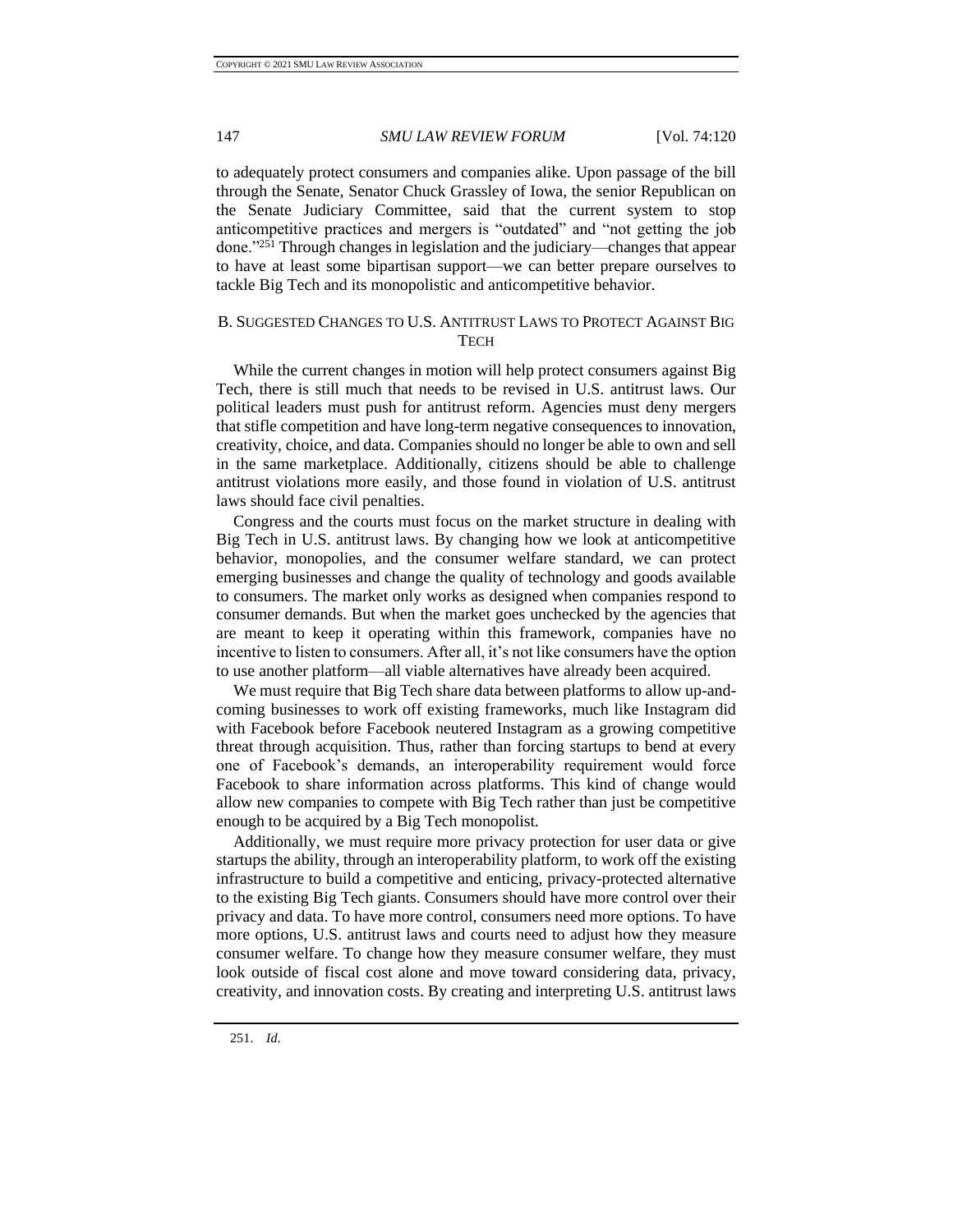to adequately protect consumers and companies alike. Upon passage of the bill through the Senate, Senator Chuck Grassley of Iowa, the senior Republican on the Senate Judiciary Committee, said that the current system to stop anticompetitive practices and mergers is "outdated" and "not getting the job done."[251] Through changes in legislation and the judiciary—changes that appear to have at least some bipartisan support—we can better prepare ourselves to tackle Big Tech and its monopolistic and anticompetitive behavior.

### B. Suggested Changes to U.S. Antitrust Laws to Protect Against Big Tech

While the current changes in motion will help protect consumers against Big Tech, there is still much that needs to be revised in U.S. antitrust laws. Our political leaders must push for antitrust reform. Agencies must deny mergers that stifle competition and have long-term negative consequences to innovation, creativity, choice, and data. Companies should no longer be able to own and sell in the same marketplace. Additionally, citizens should be able to challenge antitrust violations more easily, and those found in violation of U.S. antitrust laws should face civil penalties.

Congress and the courts must focus on the market structure in dealing with Big Tech in U.S. antitrust laws. By changing how we look at anticompetitive behavior, monopolies, and the consumer welfare standard, we can protect emerging businesses and change the quality of technology and goods available to consumers. The market only works as designed when companies respond to consumer demands. But when the market goes unchecked by the agencies that are meant to keep it operating within this framework, companies have no incentive to listen to consumers. After all, it's not like consumers have the option to use another platform—all viable alternatives have already been acquired.

We must require that Big Tech share data between platforms to allow up-and-coming businesses to work off existing frameworks, much like Instagram did with Facebook before Facebook neutered Instagram as a growing competitive threat through acquisition. Thus, rather than forcing startups to bend at every one of Facebook's demands, an interoperability requirement would force Facebook to share information across platforms. This kind of change would allow new companies to compete with Big Tech rather than just be competitive enough to be acquired by a Big Tech monopolist.

Additionally, we must require more privacy protection for user data or give startups the ability, through an interoperability platform, to work off the existing infrastructure to build a competitive and enticing, privacy-protected alternative to the existing Big Tech giants. Consumers should have more control over their privacy and data. To have more control, consumers need more options. To have more options, U.S. antitrust laws and courts need to adjust how they measure consumer welfare. To change how they measure consumer welfare, they must look outside of fiscal cost alone and move toward considering data, privacy, creativity, and innovation costs. By creating and interpreting U.S. antitrust laws

---

251. *Id.*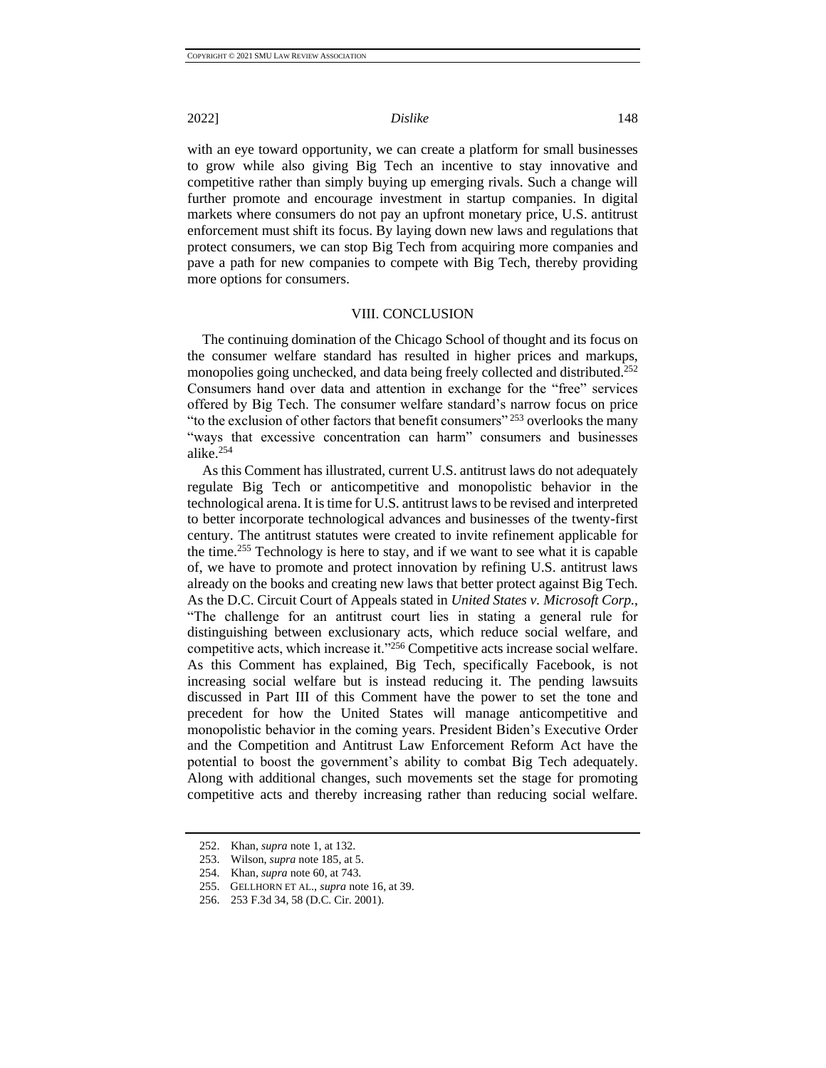with an eye toward opportunity, we can create a platform for small businesses to grow while also giving Big Tech an incentive to stay innovative and competitive rather than simply buying up emerging rivals. Such a change will further promote and encourage investment in startup companies. In digital markets where consumers do not pay an upfront monetary price, U.S. antitrust enforcement must shift its focus. By laying down new laws and regulations that protect consumers, we can stop Big Tech from acquiring more companies and pave a path for new companies to compete with Big Tech, thereby providing more options for consumers.

## VIII. CONCLUSION

The continuing domination of the Chicago School of thought and its focus on the consumer welfare standard has resulted in higher prices and markups, monopolies going unchecked, and data being freely collected and distributed.[252] Consumers hand over data and attention in exchange for the "free" services offered by Big Tech. The consumer welfare standard's narrow focus on price "to the exclusion of other factors that benefit consumers"[253] overlooks the many "ways that excessive concentration can harm" consumers and businesses alike.[254]

As this Comment has illustrated, current U.S. antitrust laws do not adequately regulate Big Tech or anticompetitive and monopolistic behavior in the technological arena. It is time for U.S. antitrust laws to be revised and interpreted to better incorporate technological advances and businesses of the twenty-first century. The antitrust statutes were created to invite refinement applicable for the time.[255] Technology is here to stay, and if we want to see what it is capable of, we have to promote and protect innovation by refining U.S. antitrust laws already on the books and creating new laws that better protect against Big Tech. As the D.C. Circuit Court of Appeals stated in *United States v. Microsoft Corp.*, "The challenge for an antitrust court lies in stating a general rule for distinguishing between exclusionary acts, which reduce social welfare, and competitive acts, which increase it."[256] Competitive acts increase social welfare. As this Comment has explained, Big Tech, specifically Facebook, is not increasing social welfare but is instead reducing it. The pending lawsuits discussed in Part III of this Comment have the power to set the tone and precedent for how the United States will manage anticompetitive and monopolistic behavior in the coming years. President Biden's Executive Order and the Competition and Antitrust Law Enforcement Reform Act have the potential to boost the government's ability to combat Big Tech adequately. Along with additional changes, such movements set the stage for promoting competitive acts and thereby increasing rather than reducing social welfare.

---

252. Khan, *supra* note 1, at 132.

253. Wilson, *supra* note 185, at 5.

254. Khan, *supra* note 60, at 743.

255. GELLHORN ET AL., *supra* note 16, at 39.

256. 253 F.3d 34, 58 (D.C. Cir. 2001).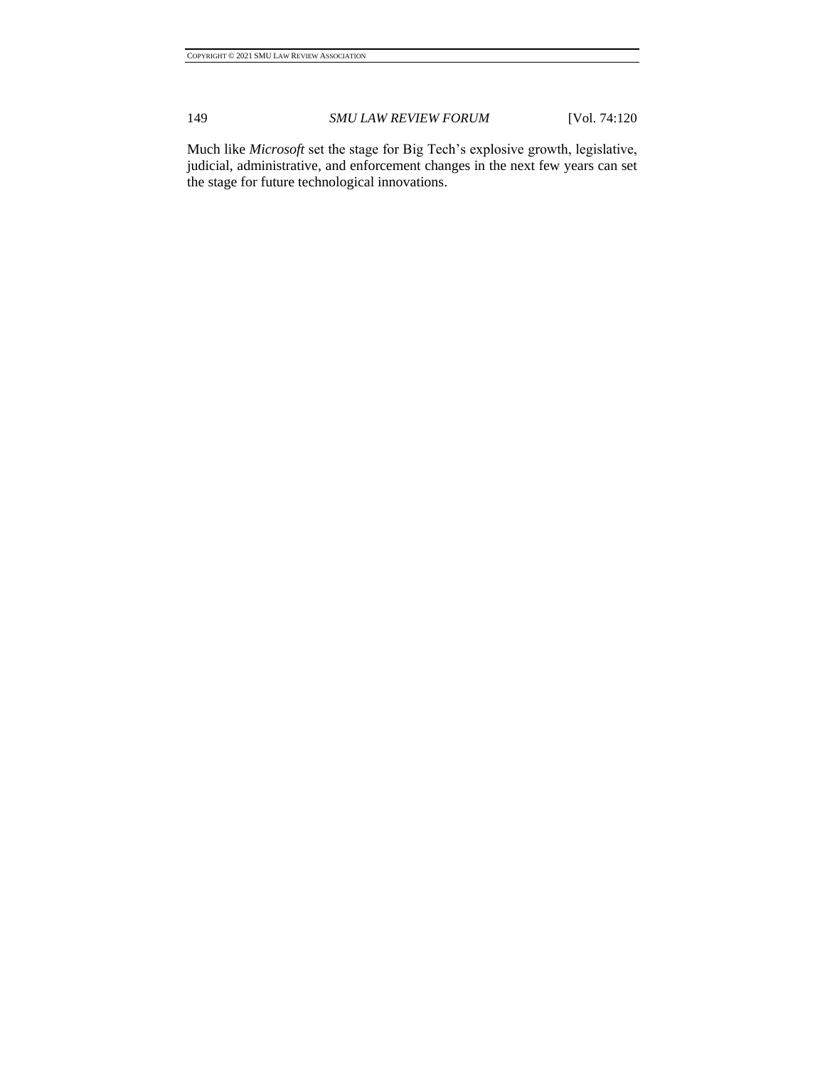Much like *Microsoft* set the stage for Big Tech's explosive growth, legislative, judicial, administrative, and enforcement changes in the next few years can set the stage for future technological innovations.